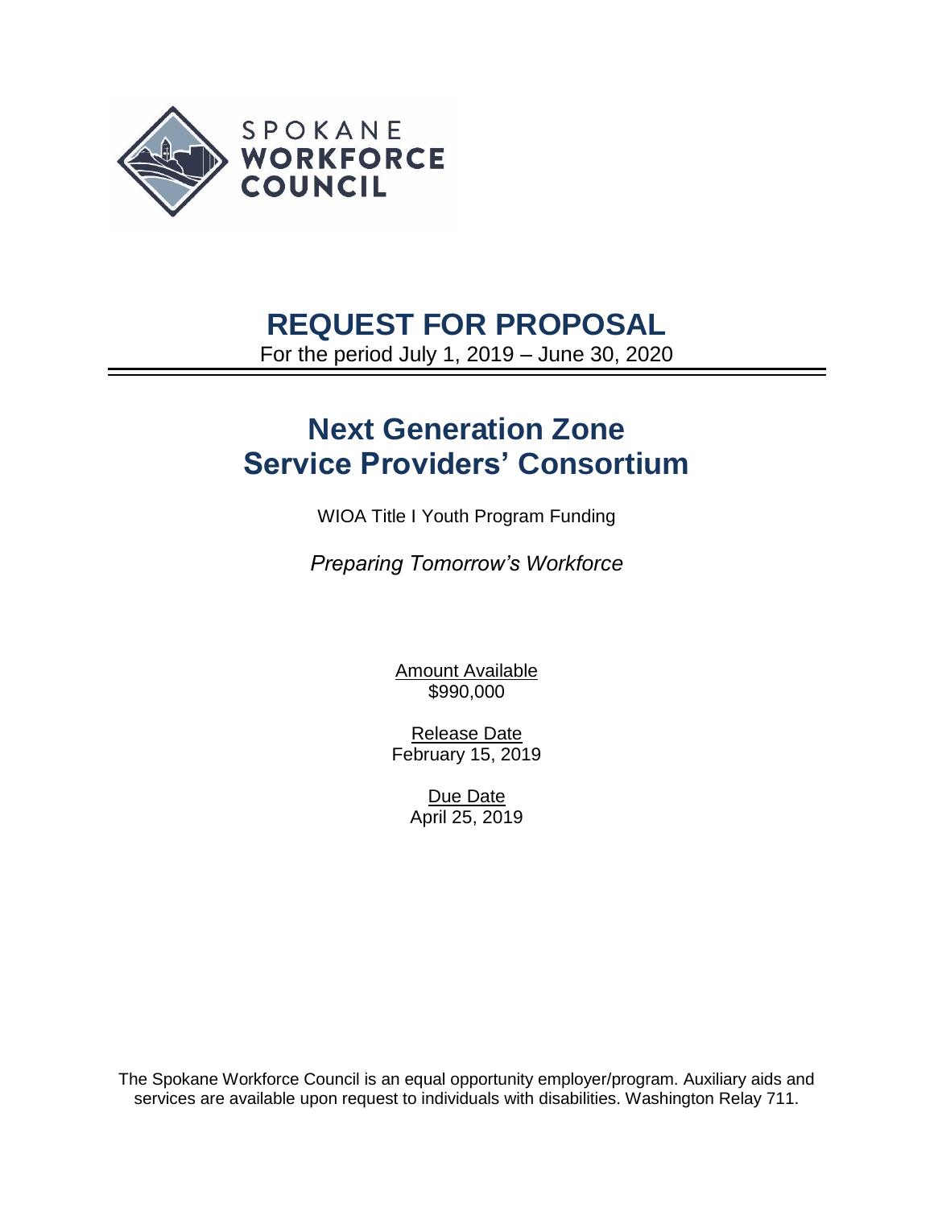SPOKANE
**WORKFORCE COUNCIL**

# REQUEST FOR PROPOSAL

For the period July 1, 2019 – June 30, 2020

# Next Generation Zone Service Providers' Consortium

WIOA Title I Youth Program Funding

*Preparing Tomorrow's Workforce*

Amount Available
$990,000

Release Date
February 15, 2019

Due Date
April 25, 2019

The Spokane Workforce Council is an equal opportunity employer/program. Auxiliary aids and services are available upon request to individuals with disabilities. Washington Relay 711.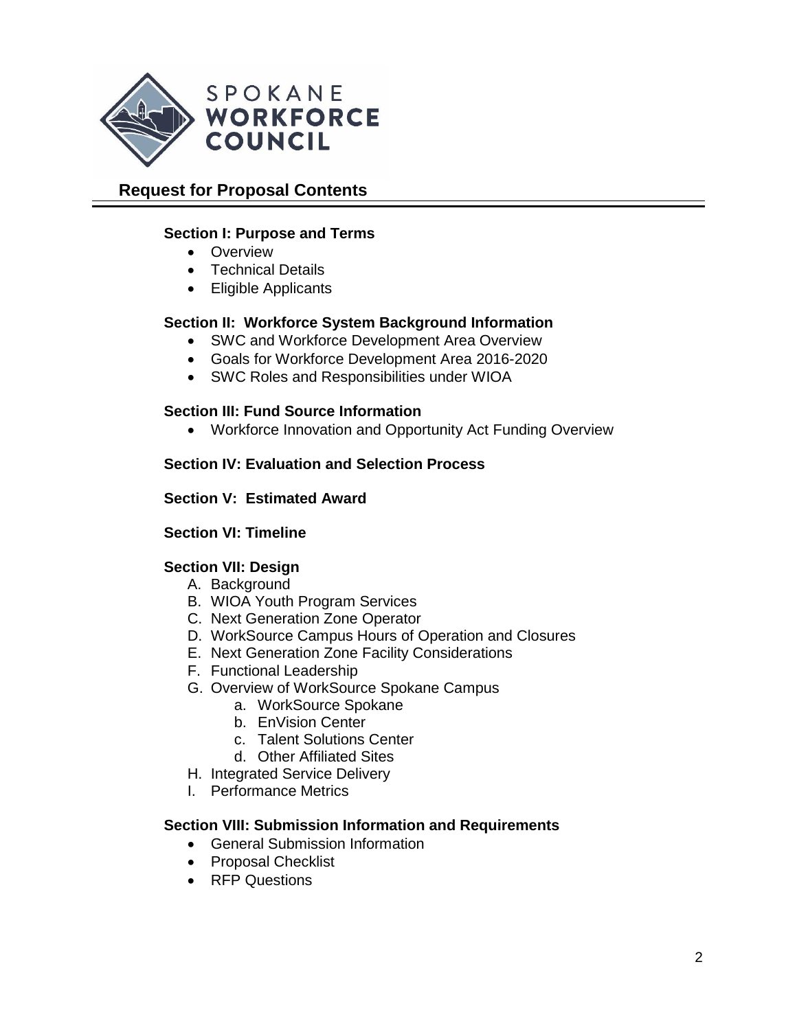SPOKANE
**WORKFORCE**
**COUNCIL**

## Request for Proposal Contents

### Section I: Purpose and Terms

- Overview
- Technical Details
- Eligible Applicants

### Section II: Workforce System Background Information

- SWC and Workforce Development Area Overview
- Goals for Workforce Development Area 2016-2020
- SWC Roles and Responsibilities under WIOA

### Section III: Fund Source Information

- Workforce Innovation and Opportunity Act Funding Overview

### Section IV: Evaluation and Selection Process

### Section V: Estimated Award

### Section VI: Timeline

### Section VII: Design

A. Background
B. WIOA Youth Program Services
C. Next Generation Zone Operator
D. WorkSource Campus Hours of Operation and Closures
E. Next Generation Zone Facility Considerations
F. Functional Leadership
G. Overview of WorkSource Spokane Campus
   a. WorkSource Spokane
   b. EnVision Center
   c. Talent Solutions Center
   d. Other Affiliated Sites
H. Integrated Service Delivery
I. Performance Metrics

### Section VIII: Submission Information and Requirements

- General Submission Information
- Proposal Checklist
- RFP Questions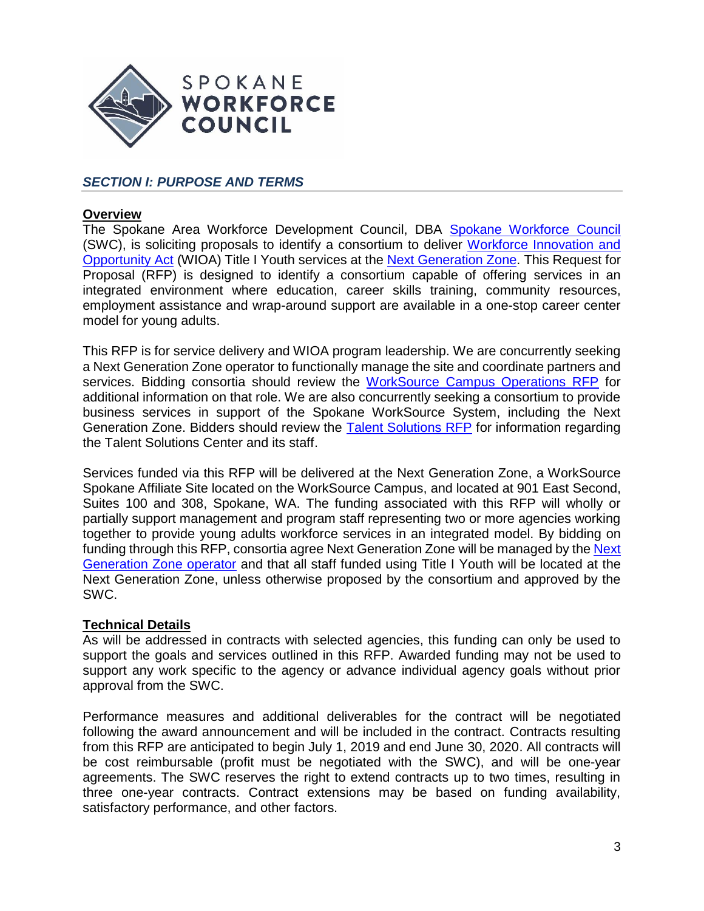## *SECTION I: PURPOSE AND TERMS*

### Overview

The Spokane Area Workforce Development Council, DBA Spokane Workforce Council (SWC), is soliciting proposals to identify a consortium to deliver Workforce Innovation and Opportunity Act (WIOA) Title I Youth services at the Next Generation Zone. This Request for Proposal (RFP) is designed to identify a consortium capable of offering services in an integrated environment where education, career skills training, community resources, employment assistance and wrap-around support are available in a one-stop career center model for young adults.

This RFP is for service delivery and WIOA program leadership. We are concurrently seeking a Next Generation Zone operator to functionally manage the site and coordinate partners and services. Bidding consortia should review the WorkSource Campus Operations RFP for additional information on that role. We are also concurrently seeking a consortium to provide business services in support of the Spokane WorkSource System, including the Next Generation Zone. Bidders should review the Talent Solutions RFP for information regarding the Talent Solutions Center and its staff.

Services funded via this RFP will be delivered at the Next Generation Zone, a WorkSource Spokane Affiliate Site located on the WorkSource Campus, and located at 901 East Second, Suites 100 and 308, Spokane, WA. The funding associated with this RFP will wholly or partially support management and program staff representing two or more agencies working together to provide young adults workforce services in an integrated model. By bidding on funding through this RFP, consortia agree Next Generation Zone will be managed by the Next Generation Zone operator and that all staff funded using Title I Youth will be located at the Next Generation Zone, unless otherwise proposed by the consortium and approved by the SWC.

### Technical Details

As will be addressed in contracts with selected agencies, this funding can only be used to support the goals and services outlined in this RFP. Awarded funding may not be used to support any work specific to the agency or advance individual agency goals without prior approval from the SWC.

Performance measures and additional deliverables for the contract will be negotiated following the award announcement and will be included in the contract. Contracts resulting from this RFP are anticipated to begin July 1, 2019 and end June 30, 2020. All contracts will be cost reimbursable (profit must be negotiated with the SWC), and will be one-year agreements. The SWC reserves the right to extend contracts up to two times, resulting in three one-year contracts. Contract extensions may be based on funding availability, satisfactory performance, and other factors.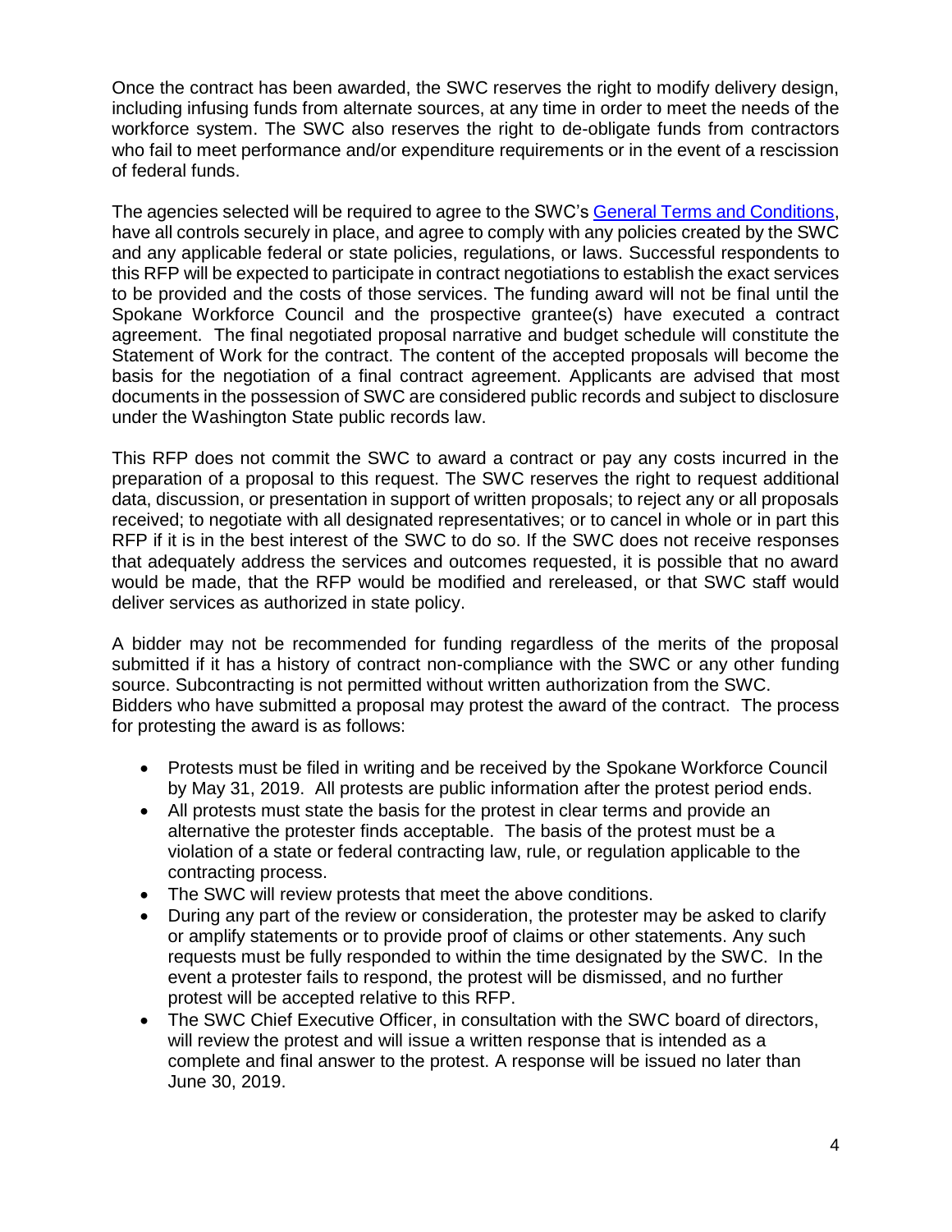Once the contract has been awarded, the SWC reserves the right to modify delivery design, including infusing funds from alternate sources, at any time in order to meet the needs of the workforce system. The SWC also reserves the right to de-obligate funds from contractors who fail to meet performance and/or expenditure requirements or in the event of a rescission of federal funds.

The agencies selected will be required to agree to the SWC's General Terms and Conditions, have all controls securely in place, and agree to comply with any policies created by the SWC and any applicable federal or state policies, regulations, or laws. Successful respondents to this RFP will be expected to participate in contract negotiations to establish the exact services to be provided and the costs of those services. The funding award will not be final until the Spokane Workforce Council and the prospective grantee(s) have executed a contract agreement. The final negotiated proposal narrative and budget schedule will constitute the Statement of Work for the contract. The content of the accepted proposals will become the basis for the negotiation of a final contract agreement. Applicants are advised that most documents in the possession of SWC are considered public records and subject to disclosure under the Washington State public records law.

This RFP does not commit the SWC to award a contract or pay any costs incurred in the preparation of a proposal to this request. The SWC reserves the right to request additional data, discussion, or presentation in support of written proposals; to reject any or all proposals received; to negotiate with all designated representatives; or to cancel in whole or in part this RFP if it is in the best interest of the SWC to do so. If the SWC does not receive responses that adequately address the services and outcomes requested, it is possible that no award would be made, that the RFP would be modified and rereleased, or that SWC staff would deliver services as authorized in state policy.

A bidder may not be recommended for funding regardless of the merits of the proposal submitted if it has a history of contract non-compliance with the SWC or any other funding source. Subcontracting is not permitted without written authorization from the SWC. Bidders who have submitted a proposal may protest the award of the contract. The process for protesting the award is as follows:

- Protests must be filed in writing and be received by the Spokane Workforce Council by May 31, 2019. All protests are public information after the protest period ends.
- All protests must state the basis for the protest in clear terms and provide an alternative the protester finds acceptable. The basis of the protest must be a violation of a state or federal contracting law, rule, or regulation applicable to the contracting process.
- The SWC will review protests that meet the above conditions.
- During any part of the review or consideration, the protester may be asked to clarify or amplify statements or to provide proof of claims or other statements. Any such requests must be fully responded to within the time designated by the SWC. In the event a protester fails to respond, the protest will be dismissed, and no further protest will be accepted relative to this RFP.
- The SWC Chief Executive Officer, in consultation with the SWC board of directors, will review the protest and will issue a written response that is intended as a complete and final answer to the protest. A response will be issued no later than June 30, 2019.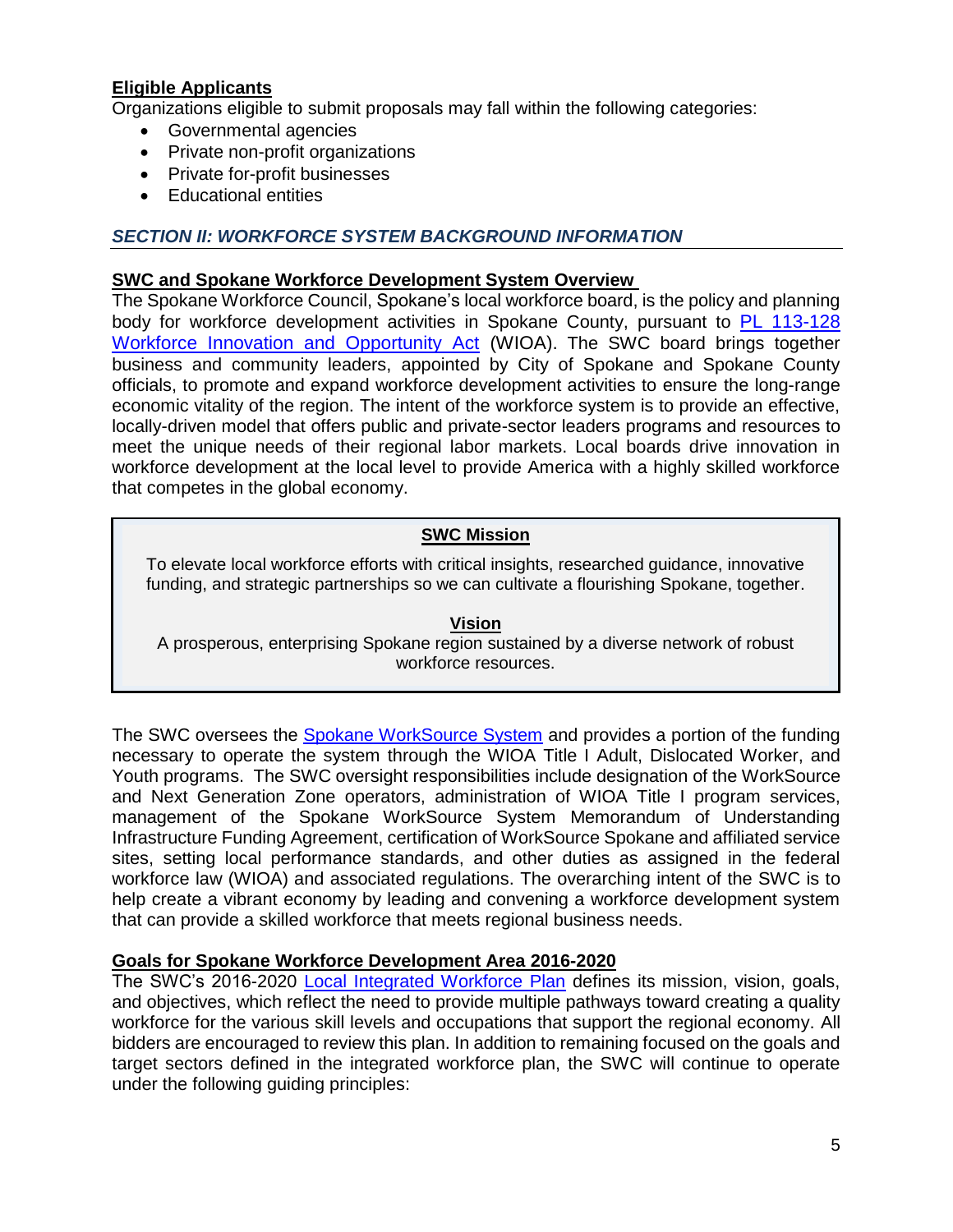**Eligible Applicants**

Organizations eligible to submit proposals may fall within the following categories:

- Governmental agencies
- Private non-profit organizations
- Private for-profit businesses
- Educational entities

## *SECTION II: WORKFORCE SYSTEM BACKGROUND INFORMATION*

**SWC and Spokane Workforce Development System Overview**

The Spokane Workforce Council, Spokane's local workforce board, is the policy and planning body for workforce development activities in Spokane County, pursuant to PL 113-128 Workforce Innovation and Opportunity Act (WIOA). The SWC board brings together business and community leaders, appointed by City of Spokane and Spokane County officials, to promote and expand workforce development activities to ensure the long-range economic vitality of the region. The intent of the workforce system is to provide an effective, locally-driven model that offers public and private-sector leaders programs and resources to meet the unique needs of their regional labor markets. Local boards drive innovation in workforce development at the local level to provide America with a highly skilled workforce that competes in the global economy.

**SWC Mission**

To elevate local workforce efforts with critical insights, researched guidance, innovative funding, and strategic partnerships so we can cultivate a flourishing Spokane, together.

**Vision**

A prosperous, enterprising Spokane region sustained by a diverse network of robust workforce resources.

The SWC oversees the Spokane WorkSource System and provides a portion of the funding necessary to operate the system through the WIOA Title I Adult, Dislocated Worker, and Youth programs. The SWC oversight responsibilities include designation of the WorkSource and Next Generation Zone operators, administration of WIOA Title I program services, management of the Spokane WorkSource System Memorandum of Understanding Infrastructure Funding Agreement, certification of WorkSource Spokane and affiliated service sites, setting local performance standards, and other duties as assigned in the federal workforce law (WIOA) and associated regulations. The overarching intent of the SWC is to help create a vibrant economy by leading and convening a workforce development system that can provide a skilled workforce that meets regional business needs.

**Goals for Spokane Workforce Development Area 2016-2020**

The SWC's 2016-2020 Local Integrated Workforce Plan defines its mission, vision, goals, and objectives, which reflect the need to provide multiple pathways toward creating a quality workforce for the various skill levels and occupations that support the regional economy. All bidders are encouraged to review this plan. In addition to remaining focused on the goals and target sectors defined in the integrated workforce plan, the SWC will continue to operate under the following guiding principles: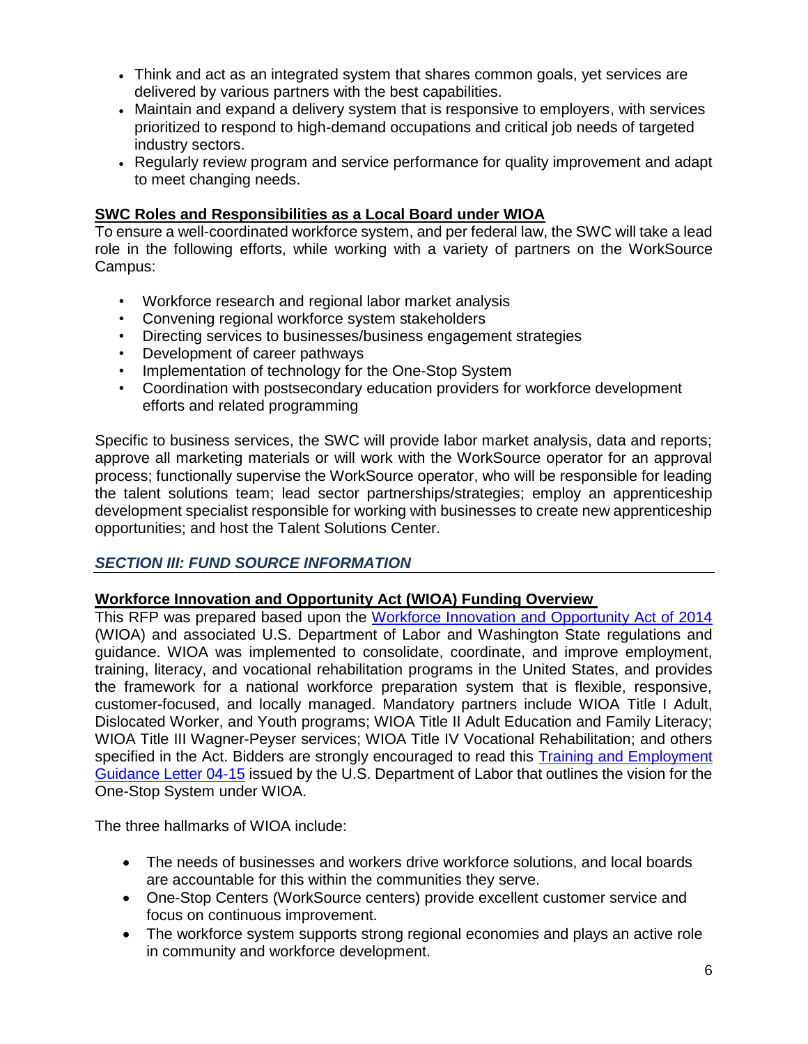- Think and act as an integrated system that shares common goals, yet services are delivered by various partners with the best capabilities.
- Maintain and expand a delivery system that is responsive to employers, with services prioritized to respond to high-demand occupations and critical job needs of targeted industry sectors.
- Regularly review program and service performance for quality improvement and adapt to meet changing needs.

**SWC Roles and Responsibilities as a Local Board under WIOA**

To ensure a well-coordinated workforce system, and per federal law, the SWC will take a lead role in the following efforts, while working with a variety of partners on the WorkSource Campus:

- Workforce research and regional labor market analysis
- Convening regional workforce system stakeholders
- Directing services to businesses/business engagement strategies
- Development of career pathways
- Implementation of technology for the One-Stop System
- Coordination with postsecondary education providers for workforce development efforts and related programming

Specific to business services, the SWC will provide labor market analysis, data and reports; approve all marketing materials or will work with the WorkSource operator for an approval process; functionally supervise the WorkSource operator, who will be responsible for leading the talent solutions team; lead sector partnerships/strategies; employ an apprenticeship development specialist responsible for working with businesses to create new apprenticeship opportunities; and host the Talent Solutions Center.

## *SECTION III: FUND SOURCE INFORMATION*

**Workforce Innovation and Opportunity Act (WIOA) Funding Overview**

This RFP was prepared based upon the Workforce Innovation and Opportunity Act of 2014 (WIOA) and associated U.S. Department of Labor and Washington State regulations and guidance. WIOA was implemented to consolidate, coordinate, and improve employment, training, literacy, and vocational rehabilitation programs in the United States, and provides the framework for a national workforce preparation system that is flexible, responsive, customer-focused, and locally managed. Mandatory partners include WIOA Title I Adult, Dislocated Worker, and Youth programs; WIOA Title II Adult Education and Family Literacy; WIOA Title III Wagner-Peyser services; WIOA Title IV Vocational Rehabilitation; and others specified in the Act. Bidders are strongly encouraged to read this Training and Employment Guidance Letter 04-15 issued by the U.S. Department of Labor that outlines the vision for the One-Stop System under WIOA.

The three hallmarks of WIOA include:

- The needs of businesses and workers drive workforce solutions, and local boards are accountable for this within the communities they serve.
- One-Stop Centers (WorkSource centers) provide excellent customer service and focus on continuous improvement.
- The workforce system supports strong regional economies and plays an active role in community and workforce development.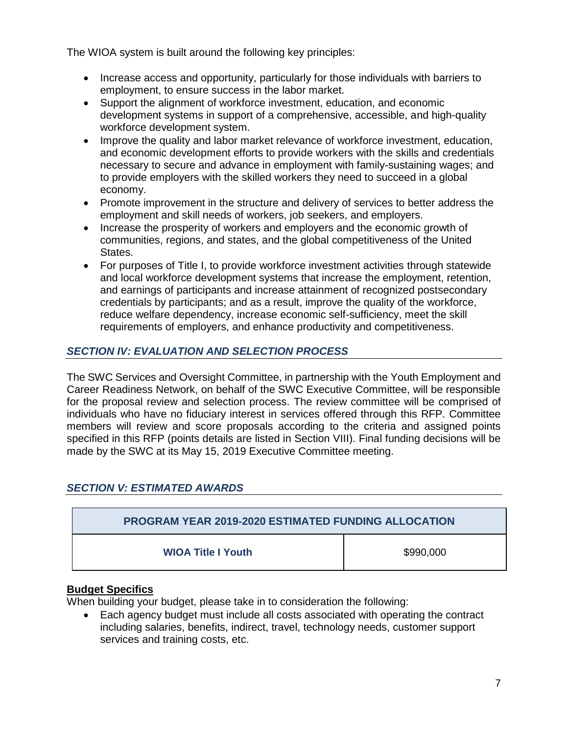The WIOA system is built around the following key principles:

- Increase access and opportunity, particularly for those individuals with barriers to employment, to ensure success in the labor market.
- Support the alignment of workforce investment, education, and economic development systems in support of a comprehensive, accessible, and high-quality workforce development system.
- Improve the quality and labor market relevance of workforce investment, education, and economic development efforts to provide workers with the skills and credentials necessary to secure and advance in employment with family-sustaining wages; and to provide employers with the skilled workers they need to succeed in a global economy.
- Promote improvement in the structure and delivery of services to better address the employment and skill needs of workers, job seekers, and employers.
- Increase the prosperity of workers and employers and the economic growth of communities, regions, and states, and the global competitiveness of the United States.
- For purposes of Title I, to provide workforce investment activities through statewide and local workforce development systems that increase the employment, retention, and earnings of participants and increase attainment of recognized postsecondary credentials by participants; and as a result, improve the quality of the workforce, reduce welfare dependency, increase economic self-sufficiency, meet the skill requirements of employers, and enhance productivity and competitiveness.

## *SECTION IV: EVALUATION AND SELECTION PROCESS*

The SWC Services and Oversight Committee, in partnership with the Youth Employment and Career Readiness Network, on behalf of the SWC Executive Committee, will be responsible for the proposal review and selection process. The review committee will be comprised of individuals who have no fiduciary interest in services offered through this RFP. Committee members will review and score proposals according to the criteria and assigned points specified in this RFP (points details are listed in Section VIII). Final funding decisions will be made by the SWC at its May 15, 2019 Executive Committee meeting.

## *SECTION V: ESTIMATED AWARDS*

| PROGRAM YEAR 2019-2020 ESTIMATED FUNDING ALLOCATION | |
|---|---|
| **WIOA Title I Youth** | $990,000 |

**Budget Specifics**

When building your budget, please take in to consideration the following:

- Each agency budget must include all costs associated with operating the contract including salaries, benefits, indirect, travel, technology needs, customer support services and training costs, etc.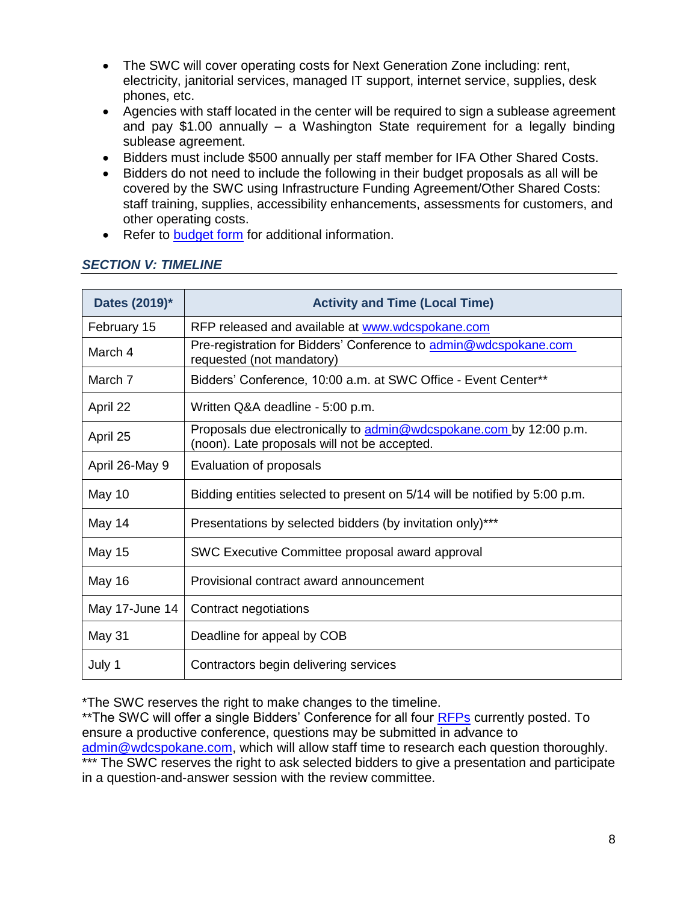- The SWC will cover operating costs for Next Generation Zone including: rent, electricity, janitorial services, managed IT support, internet service, supplies, desk phones, etc.
- Agencies with staff located in the center will be required to sign a sublease agreement and pay $1.00 annually – a Washington State requirement for a legally binding sublease agreement.
- Bidders must include $500 annually per staff member for IFA Other Shared Costs.
- Bidders do not need to include the following in their budget proposals as all will be covered by the SWC using Infrastructure Funding Agreement/Other Shared Costs: staff training, supplies, accessibility enhancements, assessments for customers, and other operating costs.
- Refer to [budget form]() for additional information.

## *SECTION V: TIMELINE*

| Dates (2019)* | Activity and Time (Local Time) |
|---|---|
| February 15 | RFP released and available at www.wdcspokane.com |
| March 4 | Pre-registration for Bidders' Conference to admin@wdcspokane.com requested (not mandatory) |
| March 7 | Bidders' Conference, 10:00 a.m. at SWC Office - Event Center** |
| April 22 | Written Q&A deadline - 5:00 p.m. |
| April 25 | Proposals due electronically to admin@wdcspokane.com by 12:00 p.m. (noon). Late proposals will not be accepted. |
| April 26-May 9 | Evaluation of proposals |
| May 10 | Bidding entities selected to present on 5/14 will be notified by 5:00 p.m. |
| May 14 | Presentations by selected bidders (by invitation only)*** |
| May 15 | SWC Executive Committee proposal award approval |
| May 16 | Provisional contract award announcement |
| May 17-June 14 | Contract negotiations |
| May 31 | Deadline for appeal by COB |
| July 1 | Contractors begin delivering services |

*The SWC reserves the right to make changes to the timeline.
**The SWC will offer a single Bidders' Conference for all four RFPs currently posted. To ensure a productive conference, questions may be submitted in advance to admin@wdcspokane.com, which will allow staff time to research each question thoroughly.
*** The SWC reserves the right to ask selected bidders to give a presentation and participate in a question-and-answer session with the review committee.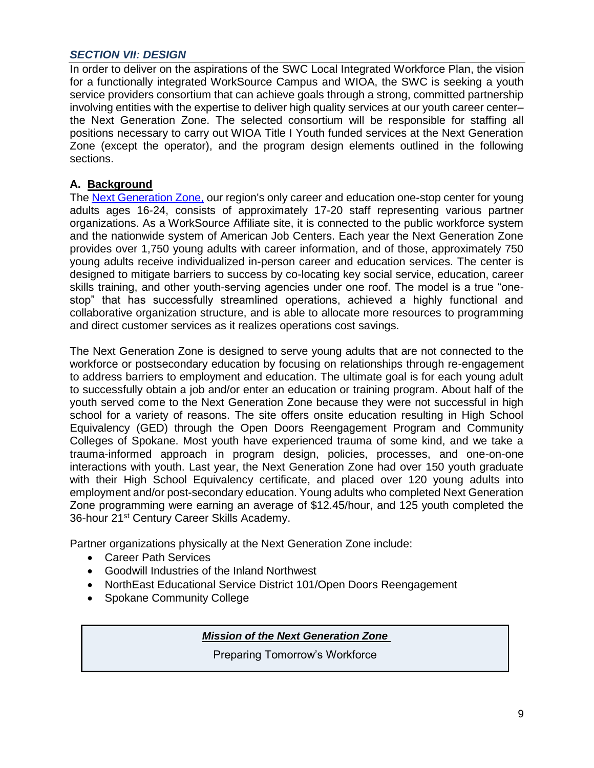## *SECTION VII: DESIGN*

In order to deliver on the aspirations of the SWC Local Integrated Workforce Plan, the vision for a functionally integrated WorkSource Campus and WIOA, the SWC is seeking a youth service providers consortium that can achieve goals through a strong, committed partnership involving entities with the expertise to deliver high quality services at our youth career center– the Next Generation Zone. The selected consortium will be responsible for staffing all positions necessary to carry out WIOA Title I Youth funded services at the Next Generation Zone (except the operator), and the program design elements outlined in the following sections.

### A. Background

The [Next Generation Zone,](#) our region's only career and education one-stop center for young adults ages 16-24, consists of approximately 17-20 staff representing various partner organizations. As a WorkSource Affiliate site, it is connected to the public workforce system and the nationwide system of American Job Centers. Each year the Next Generation Zone provides over 1,750 young adults with career information, and of those, approximately 750 young adults receive individualized in-person career and education services. The center is designed to mitigate barriers to success by co-locating key social service, education, career skills training, and other youth-serving agencies under one roof. The model is a true "one-stop" that has successfully streamlined operations, achieved a highly functional and collaborative organization structure, and is able to allocate more resources to programming and direct customer services as it realizes operations cost savings.

The Next Generation Zone is designed to serve young adults that are not connected to the workforce or postsecondary education by focusing on relationships through re-engagement to address barriers to employment and education. The ultimate goal is for each young adult to successfully obtain a job and/or enter an education or training program. About half of the youth served come to the Next Generation Zone because they were not successful in high school for a variety of reasons. The site offers onsite education resulting in High School Equivalency (GED) through the Open Doors Reengagement Program and Community Colleges of Spokane. Most youth have experienced trauma of some kind, and we take a trauma-informed approach in program design, policies, processes, and one-on-one interactions with youth. Last year, the Next Generation Zone had over 150 youth graduate with their High School Equivalency certificate, and placed over 120 young adults into employment and/or post-secondary education. Young adults who completed Next Generation Zone programming were earning an average of $12.45/hour, and 125 youth completed the 36-hour 21st Century Career Skills Academy.

Partner organizations physically at the Next Generation Zone include:

- Career Path Services
- Goodwill Industries of the Inland Northwest
- NorthEast Educational Service District 101/Open Doors Reengagement
- Spokane Community College

| ***Mission of the Next Generation Zone*** |
|---|
| Preparing Tomorrow's Workforce |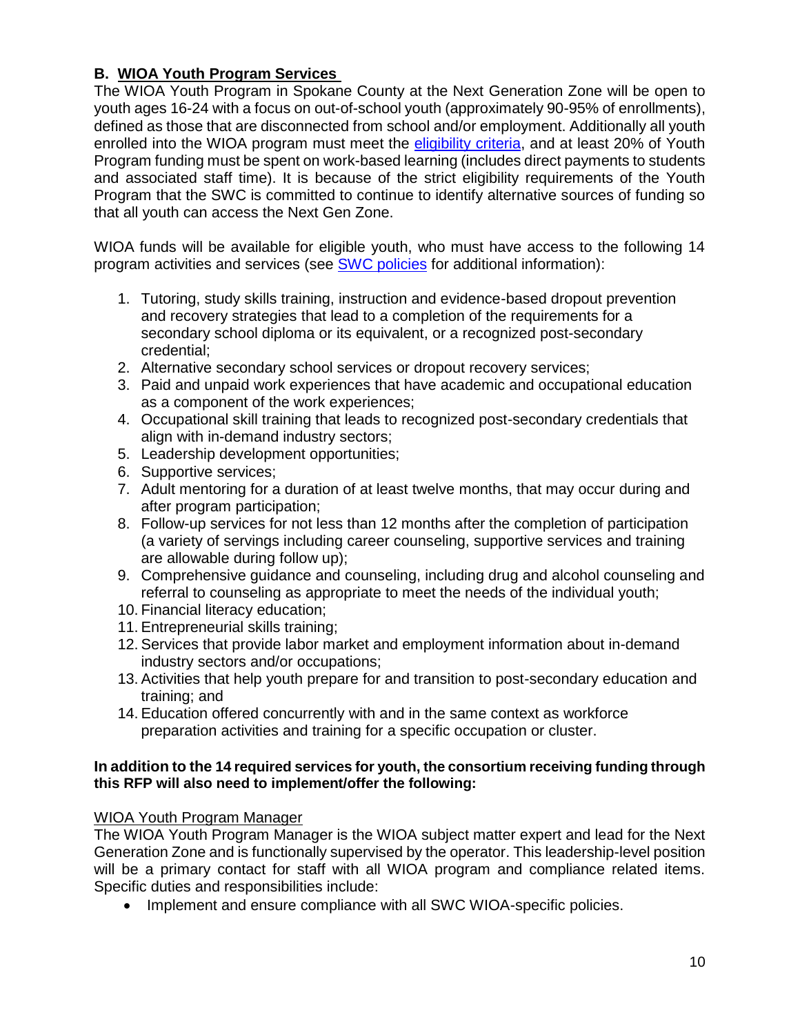## B. WIOA Youth Program Services

The WIOA Youth Program in Spokane County at the Next Generation Zone will be open to youth ages 16-24 with a focus on out-of-school youth (approximately 90-95% of enrollments), defined as those that are disconnected from school and/or employment. Additionally all youth enrolled into the WIOA program must meet the eligibility criteria, and at least 20% of Youth Program funding must be spent on work-based learning (includes direct payments to students and associated staff time). It is because of the strict eligibility requirements of the Youth Program that the SWC is committed to continue to identify alternative sources of funding so that all youth can access the Next Gen Zone.

WIOA funds will be available for eligible youth, who must have access to the following 14 program activities and services (see SWC policies for additional information):

1. Tutoring, study skills training, instruction and evidence-based dropout prevention and recovery strategies that lead to a completion of the requirements for a secondary school diploma or its equivalent, or a recognized post-secondary credential;
2. Alternative secondary school services or dropout recovery services;
3. Paid and unpaid work experiences that have academic and occupational education as a component of the work experiences;
4. Occupational skill training that leads to recognized post-secondary credentials that align with in-demand industry sectors;
5. Leadership development opportunities;
6. Supportive services;
7. Adult mentoring for a duration of at least twelve months, that may occur during and after program participation;
8. Follow-up services for not less than 12 months after the completion of participation (a variety of servings including career counseling, supportive services and training are allowable during follow up);
9. Comprehensive guidance and counseling, including drug and alcohol counseling and referral to counseling as appropriate to meet the needs of the individual youth;
10. Financial literacy education;
11. Entrepreneurial skills training;
12. Services that provide labor market and employment information about in-demand industry sectors and/or occupations;
13. Activities that help youth prepare for and transition to post-secondary education and training; and
14. Education offered concurrently with and in the same context as workforce preparation activities and training for a specific occupation or cluster.

**In addition to the 14 required services for youth, the consortium receiving funding through this RFP will also need to implement/offer the following:**

WIOA Youth Program Manager

The WIOA Youth Program Manager is the WIOA subject matter expert and lead for the Next Generation Zone and is functionally supervised by the operator. This leadership-level position will be a primary contact for staff with all WIOA program and compliance related items. Specific duties and responsibilities include:

- Implement and ensure compliance with all SWC WIOA-specific policies.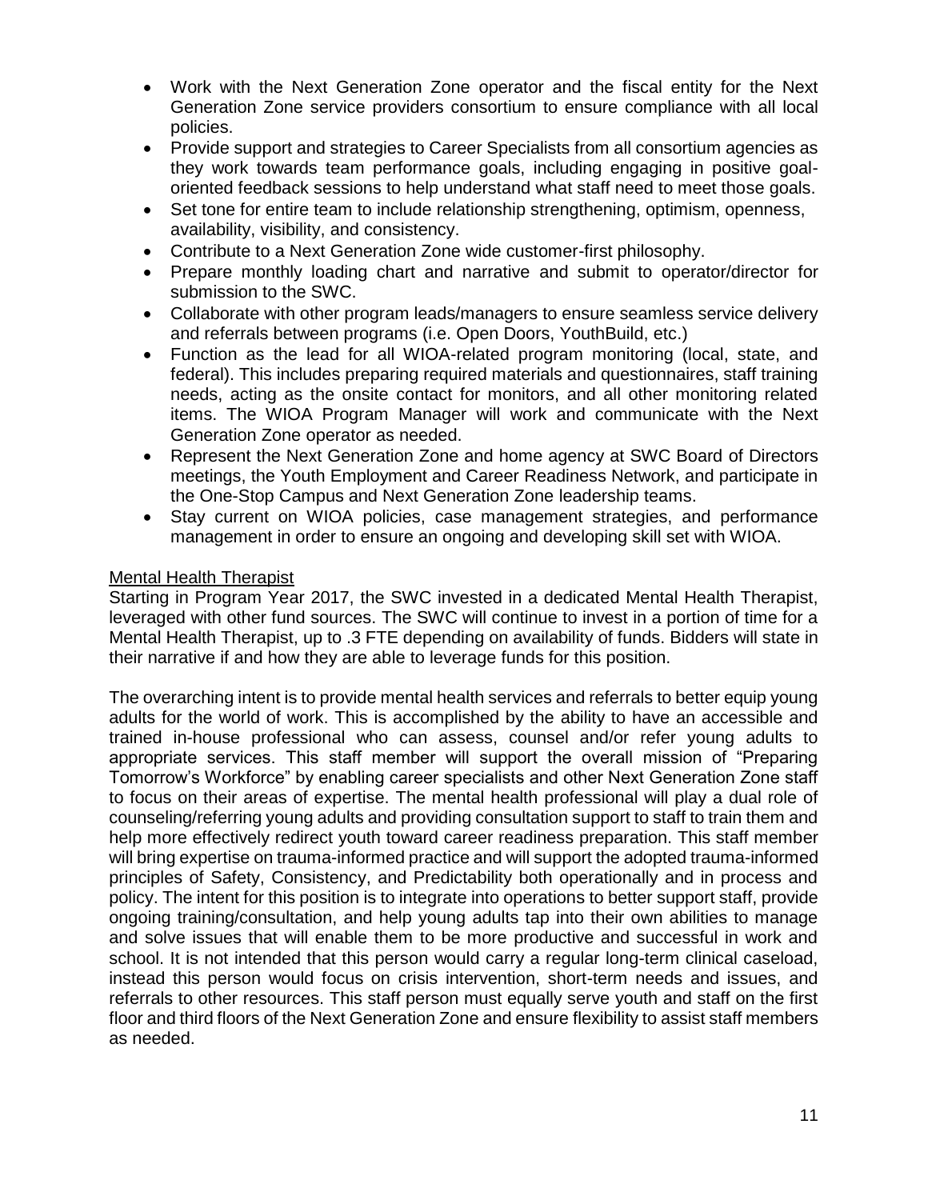- Work with the Next Generation Zone operator and the fiscal entity for the Next Generation Zone service providers consortium to ensure compliance with all local policies.
- Provide support and strategies to Career Specialists from all consortium agencies as they work towards team performance goals, including engaging in positive goal-oriented feedback sessions to help understand what staff need to meet those goals.
- Set tone for entire team to include relationship strengthening, optimism, openness, availability, visibility, and consistency.
- Contribute to a Next Generation Zone wide customer-first philosophy.
- Prepare monthly loading chart and narrative and submit to operator/director for submission to the SWC.
- Collaborate with other program leads/managers to ensure seamless service delivery and referrals between programs (i.e. Open Doors, YouthBuild, etc.)
- Function as the lead for all WIOA-related program monitoring (local, state, and federal). This includes preparing required materials and questionnaires, staff training needs, acting as the onsite contact for monitors, and all other monitoring related items. The WIOA Program Manager will work and communicate with the Next Generation Zone operator as needed.
- Represent the Next Generation Zone and home agency at SWC Board of Directors meetings, the Youth Employment and Career Readiness Network, and participate in the One-Stop Campus and Next Generation Zone leadership teams.
- Stay current on WIOA policies, case management strategies, and performance management in order to ensure an ongoing and developing skill set with WIOA.

<u>Mental Health Therapist</u>

Starting in Program Year 2017, the SWC invested in a dedicated Mental Health Therapist, leveraged with other fund sources. The SWC will continue to invest in a portion of time for a Mental Health Therapist, up to .3 FTE depending on availability of funds. Bidders will state in their narrative if and how they are able to leverage funds for this position.

The overarching intent is to provide mental health services and referrals to better equip young adults for the world of work. This is accomplished by the ability to have an accessible and trained in-house professional who can assess, counsel and/or refer young adults to appropriate services. This staff member will support the overall mission of "Preparing Tomorrow's Workforce" by enabling career specialists and other Next Generation Zone staff to focus on their areas of expertise. The mental health professional will play a dual role of counseling/referring young adults and providing consultation support to staff to train them and help more effectively redirect youth toward career readiness preparation. This staff member will bring expertise on trauma-informed practice and will support the adopted trauma-informed principles of Safety, Consistency, and Predictability both operationally and in process and policy. The intent for this position is to integrate into operations to better support staff, provide ongoing training/consultation, and help young adults tap into their own abilities to manage and solve issues that will enable them to be more productive and successful in work and school. It is not intended that this person would carry a regular long-term clinical caseload, instead this person would focus on crisis intervention, short-term needs and issues, and referrals to other resources. This staff person must equally serve youth and staff on the first floor and third floors of the Next Generation Zone and ensure flexibility to assist staff members as needed.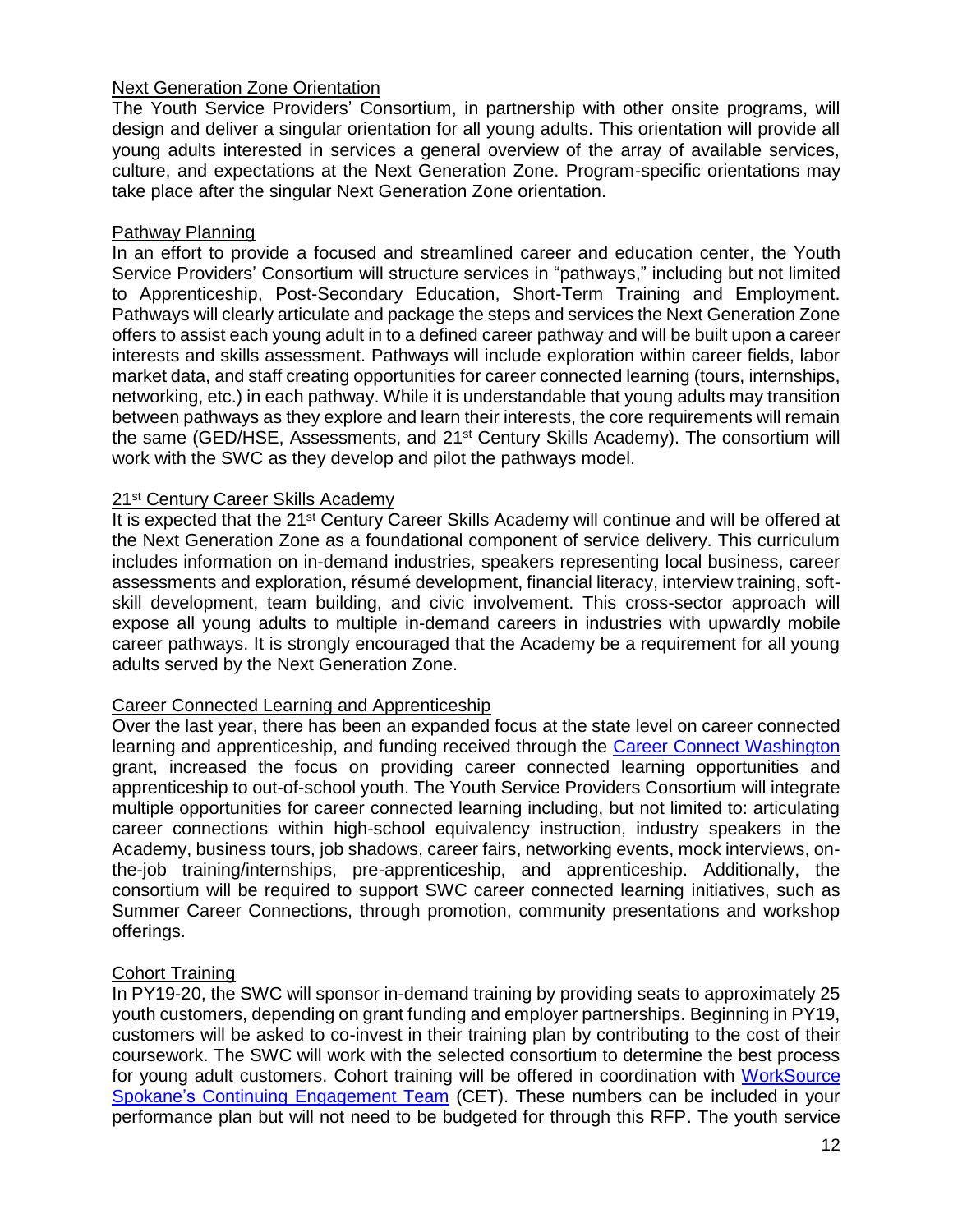## Next Generation Zone Orientation

The Youth Service Providers' Consortium, in partnership with other onsite programs, will design and deliver a singular orientation for all young adults. This orientation will provide all young adults interested in services a general overview of the array of available services, culture, and expectations at the Next Generation Zone. Program-specific orientations may take place after the singular Next Generation Zone orientation.

## Pathway Planning

In an effort to provide a focused and streamlined career and education center, the Youth Service Providers' Consortium will structure services in "pathways," including but not limited to Apprenticeship, Post-Secondary Education, Short-Term Training and Employment. Pathways will clearly articulate and package the steps and services the Next Generation Zone offers to assist each young adult in to a defined career pathway and will be built upon a career interests and skills assessment. Pathways will include exploration within career fields, labor market data, and staff creating opportunities for career connected learning (tours, internships, networking, etc.) in each pathway. While it is understandable that young adults may transition between pathways as they explore and learn their interests, the core requirements will remain the same (GED/HSE, Assessments, and 21st Century Skills Academy). The consortium will work with the SWC as they develop and pilot the pathways model.

## 21st Century Career Skills Academy

It is expected that the 21st Century Career Skills Academy will continue and will be offered at the Next Generation Zone as a foundational component of service delivery. This curriculum includes information on in-demand industries, speakers representing local business, career assessments and exploration, résumé development, financial literacy, interview training, soft-skill development, team building, and civic involvement. This cross-sector approach will expose all young adults to multiple in-demand careers in industries with upwardly mobile career pathways. It is strongly encouraged that the Academy be a requirement for all young adults served by the Next Generation Zone.

## Career Connected Learning and Apprenticeship

Over the last year, there has been an expanded focus at the state level on career connected learning and apprenticeship, and funding received through the Career Connect Washington grant, increased the focus on providing career connected learning opportunities and apprenticeship to out-of-school youth. The Youth Service Providers Consortium will integrate multiple opportunities for career connected learning including, but not limited to: articulating career connections within high-school equivalency instruction, industry speakers in the Academy, business tours, job shadows, career fairs, networking events, mock interviews, on-the-job training/internships, pre-apprenticeship, and apprenticeship. Additionally, the consortium will be required to support SWC career connected learning initiatives, such as Summer Career Connections, through promotion, community presentations and workshop offerings.

## Cohort Training

In PY19-20, the SWC will sponsor in-demand training by providing seats to approximately 25 youth customers, depending on grant funding and employer partnerships. Beginning in PY19, customers will be asked to co-invest in their training plan by contributing to the cost of their coursework. The SWC will work with the selected consortium to determine the best process for young adult customers. Cohort training will be offered in coordination with WorkSource Spokane's Continuing Engagement Team (CET). These numbers can be included in your performance plan but will not need to be budgeted for through this RFP. The youth service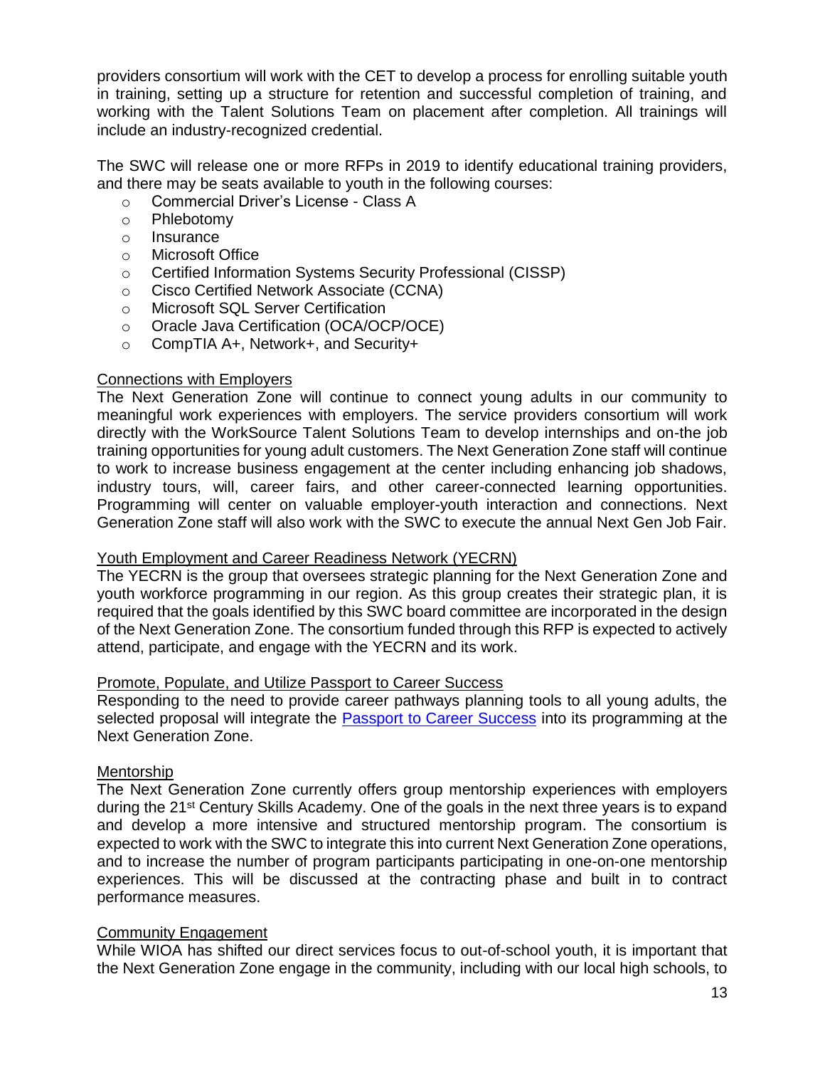providers consortium will work with the CET to develop a process for enrolling suitable youth in training, setting up a structure for retention and successful completion of training, and working with the Talent Solutions Team on placement after completion. All trainings will include an industry-recognized credential.

The SWC will release one or more RFPs in 2019 to identify educational training providers, and there may be seats available to youth in the following courses:

- Commercial Driver's License - Class A
- Phlebotomy
- Insurance
- Microsoft Office
- Certified Information Systems Security Professional (CISSP)
- Cisco Certified Network Associate (CCNA)
- Microsoft SQL Server Certification
- Oracle Java Certification (OCA/OCP/OCE)
- CompTIA A+, Network+, and Security+

<u>Connections with Employers</u>

The Next Generation Zone will continue to connect young adults in our community to meaningful work experiences with employers. The service providers consortium will work directly with the WorkSource Talent Solutions Team to develop internships and on-the job training opportunities for young adult customers. The Next Generation Zone staff will continue to work to increase business engagement at the center including enhancing job shadows, industry tours, will, career fairs, and other career-connected learning opportunities. Programming will center on valuable employer-youth interaction and connections. Next Generation Zone staff will also work with the SWC to execute the annual Next Gen Job Fair.

<u>Youth Employment and Career Readiness Network (YECRN)</u>

The YECRN is the group that oversees strategic planning for the Next Generation Zone and youth workforce programming in our region. As this group creates their strategic plan, it is required that the goals identified by this SWC board committee are incorporated in the design of the Next Generation Zone. The consortium funded through this RFP is expected to actively attend, participate, and engage with the YECRN and its work.

<u>Promote, Populate, and Utilize Passport to Career Success</u>

Responding to the need to provide career pathways planning tools to all young adults, the selected proposal will integrate the Passport to Career Success into its programming at the Next Generation Zone.

<u>Mentorship</u>

The Next Generation Zone currently offers group mentorship experiences with employers during the 21st Century Skills Academy. One of the goals in the next three years is to expand and develop a more intensive and structured mentorship program. The consortium is expected to work with the SWC to integrate this into current Next Generation Zone operations, and to increase the number of program participants participating in one-on-one mentorship experiences. This will be discussed at the contracting phase and built in to contract performance measures.

<u>Community Engagement</u>

While WIOA has shifted our direct services focus to out-of-school youth, it is important that the Next Generation Zone engage in the community, including with our local high schools, to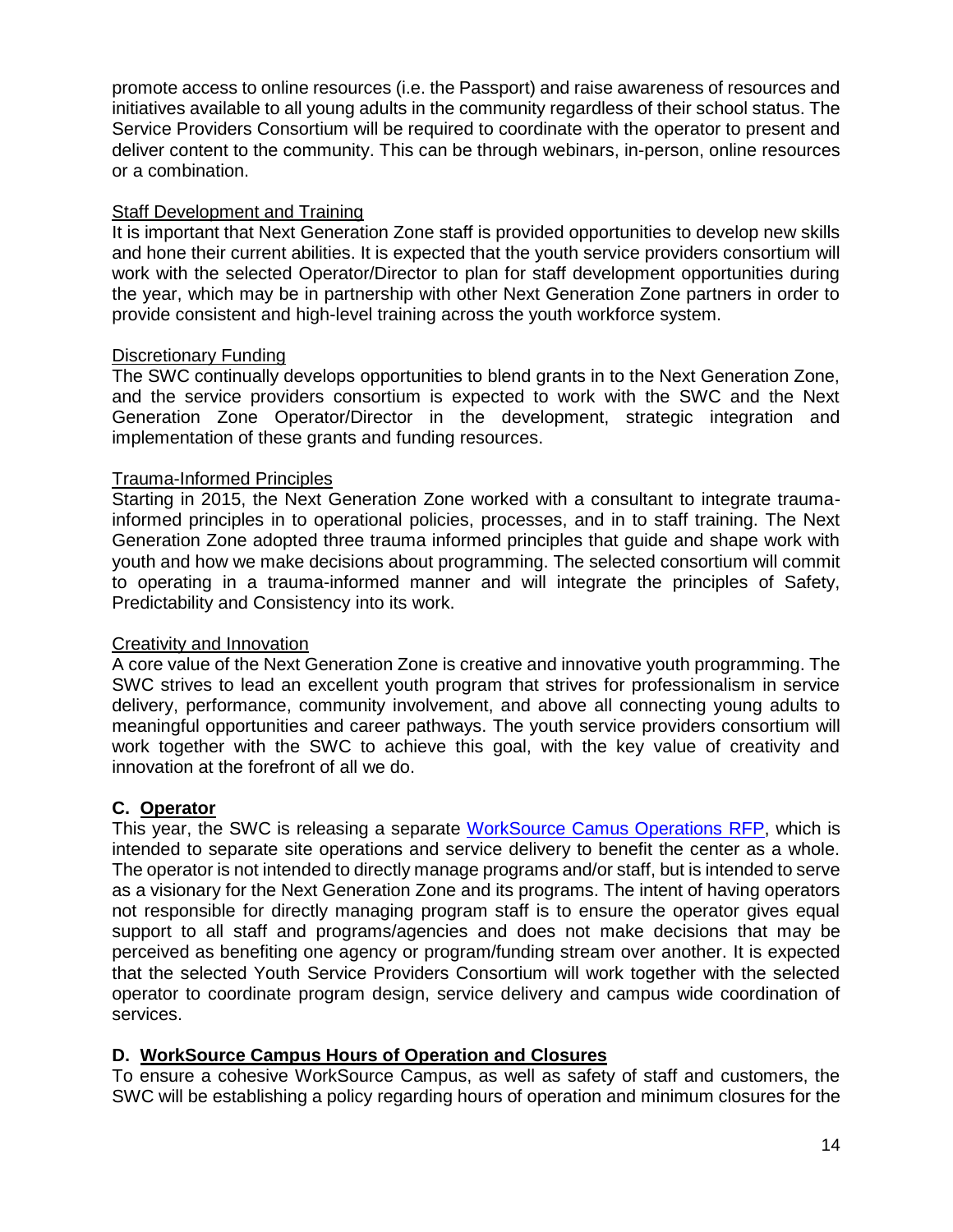promote access to online resources (i.e. the Passport) and raise awareness of resources and initiatives available to all young adults in the community regardless of their school status. The Service Providers Consortium will be required to coordinate with the operator to present and deliver content to the community. This can be through webinars, in-person, online resources or a combination.

<u>Staff Development and Training</u>

It is important that Next Generation Zone staff is provided opportunities to develop new skills and hone their current abilities. It is expected that the youth service providers consortium will work with the selected Operator/Director to plan for staff development opportunities during the year, which may be in partnership with other Next Generation Zone partners in order to provide consistent and high-level training across the youth workforce system.

<u>Discretionary Funding</u>

The SWC continually develops opportunities to blend grants in to the Next Generation Zone, and the service providers consortium is expected to work with the SWC and the Next Generation Zone Operator/Director in the development, strategic integration and implementation of these grants and funding resources.

<u>Trauma-Informed Principles</u>

Starting in 2015, the Next Generation Zone worked with a consultant to integrate trauma-informed principles in to operational policies, processes, and in to staff training. The Next Generation Zone adopted three trauma informed principles that guide and shape work with youth and how we make decisions about programming. The selected consortium will commit to operating in a trauma-informed manner and will integrate the principles of Safety, Predictability and Consistency into its work.

<u>Creativity and Innovation</u>

A core value of the Next Generation Zone is creative and innovative youth programming. The SWC strives to lead an excellent youth program that strives for professionalism in service delivery, performance, community involvement, and above all connecting young adults to meaningful opportunities and career pathways. The youth service providers consortium will work together with the SWC to achieve this goal, with the key value of creativity and innovation at the forefront of all we do.

### C. Operator

This year, the SWC is releasing a separate [WorkSource Camus Operations RFP](), which is intended to separate site operations and service delivery to benefit the center as a whole. The operator is not intended to directly manage programs and/or staff, but is intended to serve as a visionary for the Next Generation Zone and its programs. The intent of having operators not responsible for directly managing program staff is to ensure the operator gives equal support to all staff and programs/agencies and does not make decisions that may be perceived as benefiting one agency or program/funding stream over another. It is expected that the selected Youth Service Providers Consortium will work together with the selected operator to coordinate program design, service delivery and campus wide coordination of services.

### D. WorkSource Campus Hours of Operation and Closures

To ensure a cohesive WorkSource Campus, as well as safety of staff and customers, the SWC will be establishing a policy regarding hours of operation and minimum closures for the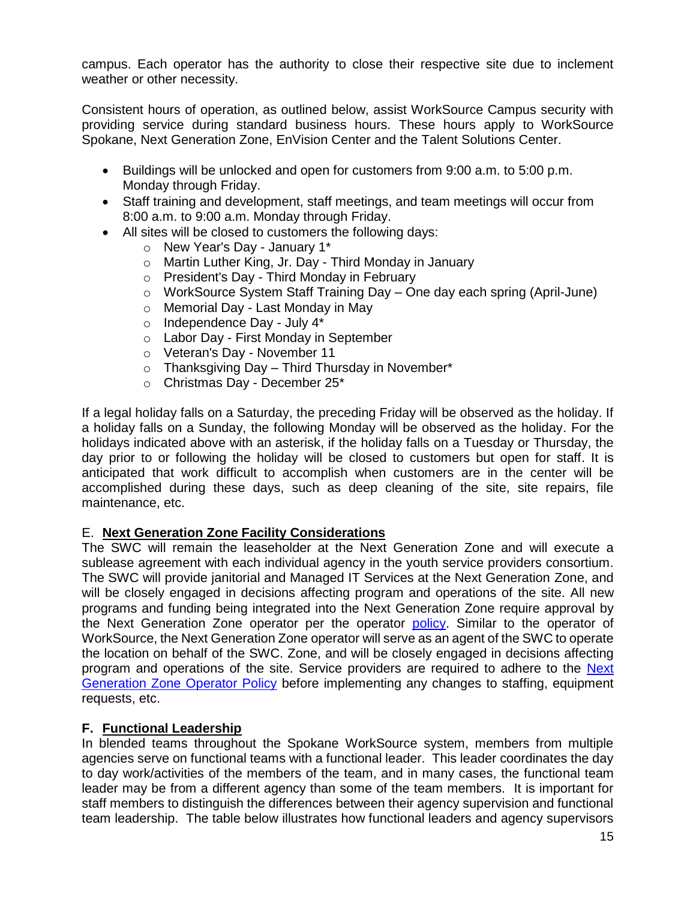campus. Each operator has the authority to close their respective site due to inclement weather or other necessity.

Consistent hours of operation, as outlined below, assist WorkSource Campus security with providing service during standard business hours. These hours apply to WorkSource Spokane, Next Generation Zone, EnVision Center and the Talent Solutions Center.

- Buildings will be unlocked and open for customers from 9:00 a.m. to 5:00 p.m. Monday through Friday.
- Staff training and development, staff meetings, and team meetings will occur from 8:00 a.m. to 9:00 a.m. Monday through Friday.
- All sites will be closed to customers the following days:
  - New Year's Day - January 1*
  - Martin Luther King, Jr. Day - Third Monday in January
  - President's Day - Third Monday in February
  - WorkSource System Staff Training Day – One day each spring (April-June)
  - Memorial Day - Last Monday in May
  - Independence Day - July 4*
  - Labor Day - First Monday in September
  - Veteran's Day - November 11
  - Thanksgiving Day – Third Thursday in November*
  - Christmas Day - December 25*

If a legal holiday falls on a Saturday, the preceding Friday will be observed as the holiday. If a holiday falls on a Sunday, the following Monday will be observed as the holiday. For the holidays indicated above with an asterisk, if the holiday falls on a Tuesday or Thursday, the day prior to or following the holiday will be closed to customers but open for staff. It is anticipated that work difficult to accomplish when customers are in the center will be accomplished during these days, such as deep cleaning of the site, site repairs, file maintenance, etc.

## E. Next Generation Zone Facility Considerations

The SWC will remain the leaseholder at the Next Generation Zone and will execute a sublease agreement with each individual agency in the youth service providers consortium. The SWC will provide janitorial and Managed IT Services at the Next Generation Zone, and will be closely engaged in decisions affecting program and operations of the site. All new programs and funding being integrated into the Next Generation Zone require approval by the Next Generation Zone operator per the operator policy. Similar to the operator of WorkSource, the Next Generation Zone operator will serve as an agent of the SWC to operate the location on behalf of the SWC. Zone, and will be closely engaged in decisions affecting program and operations of the site. Service providers are required to adhere to the Next Generation Zone Operator Policy before implementing any changes to staffing, equipment requests, etc.

## F. Functional Leadership

In blended teams throughout the Spokane WorkSource system, members from multiple agencies serve on functional teams with a functional leader. This leader coordinates the day to day work/activities of the members of the team, and in many cases, the functional team leader may be from a different agency than some of the team members. It is important for staff members to distinguish the differences between their agency supervision and functional team leadership. The table below illustrates how functional leaders and agency supervisors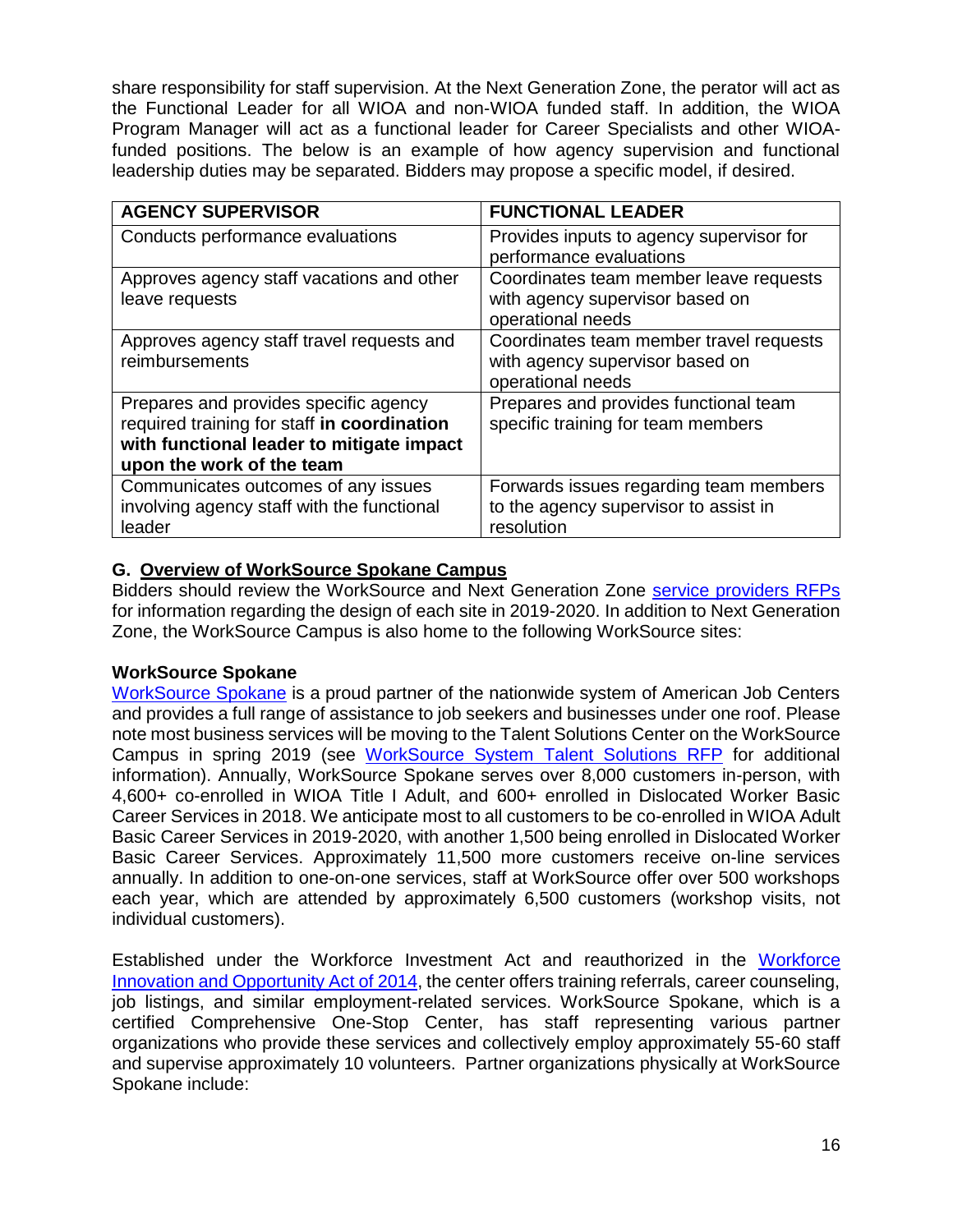share responsibility for staff supervision. At the Next Generation Zone, the perator will act as the Functional Leader for all WIOA and non-WIOA funded staff. In addition, the WIOA Program Manager will act as a functional leader for Career Specialists and other WIOA-funded positions. The below is an example of how agency supervision and functional leadership duties may be separated. Bidders may propose a specific model, if desired.

| AGENCY SUPERVISOR | FUNCTIONAL LEADER |
|---|---|
| Conducts performance evaluations | Provides inputs to agency supervisor for performance evaluations |
| Approves agency staff vacations and other leave requests | Coordinates team member leave requests with agency supervisor based on operational needs |
| Approves agency staff travel requests and reimbursements | Coordinates team member travel requests with agency supervisor based on operational needs |
| Prepares and provides specific agency required training for staff **in coordination with functional leader to mitigate impact upon the work of the team** | Prepares and provides functional team specific training for team members |
| Communicates outcomes of any issues involving agency staff with the functional leader | Forwards issues regarding team members to the agency supervisor to assist in resolution |

## G. Overview of WorkSource Spokane Campus

Bidders should review the WorkSource and Next Generation Zone service providers RFPs for information regarding the design of each site in 2019-2020. In addition to Next Generation Zone, the WorkSource Campus is also home to the following WorkSource sites:

### WorkSource Spokane

WorkSource Spokane is a proud partner of the nationwide system of American Job Centers and provides a full range of assistance to job seekers and businesses under one roof. Please note most business services will be moving to the Talent Solutions Center on the WorkSource Campus in spring 2019 (see WorkSource System Talent Solutions RFP for additional information). Annually, WorkSource Spokane serves over 8,000 customers in-person, with 4,600+ co-enrolled in WIOA Title I Adult, and 600+ enrolled in Dislocated Worker Basic Career Services in 2018. We anticipate most to all customers to be co-enrolled in WIOA Adult Basic Career Services in 2019-2020, with another 1,500 being enrolled in Dislocated Worker Basic Career Services. Approximately 11,500 more customers receive on-line services annually. In addition to one-on-one services, staff at WorkSource offer over 500 workshops each year, which are attended by approximately 6,500 customers (workshop visits, not individual customers).

Established under the Workforce Investment Act and reauthorized in the Workforce Innovation and Opportunity Act of 2014, the center offers training referrals, career counseling, job listings, and similar employment-related services. WorkSource Spokane, which is a certified Comprehensive One-Stop Center, has staff representing various partner organizations who provide these services and collectively employ approximately 55-60 staff and supervise approximately 10 volunteers. Partner organizations physically at WorkSource Spokane include: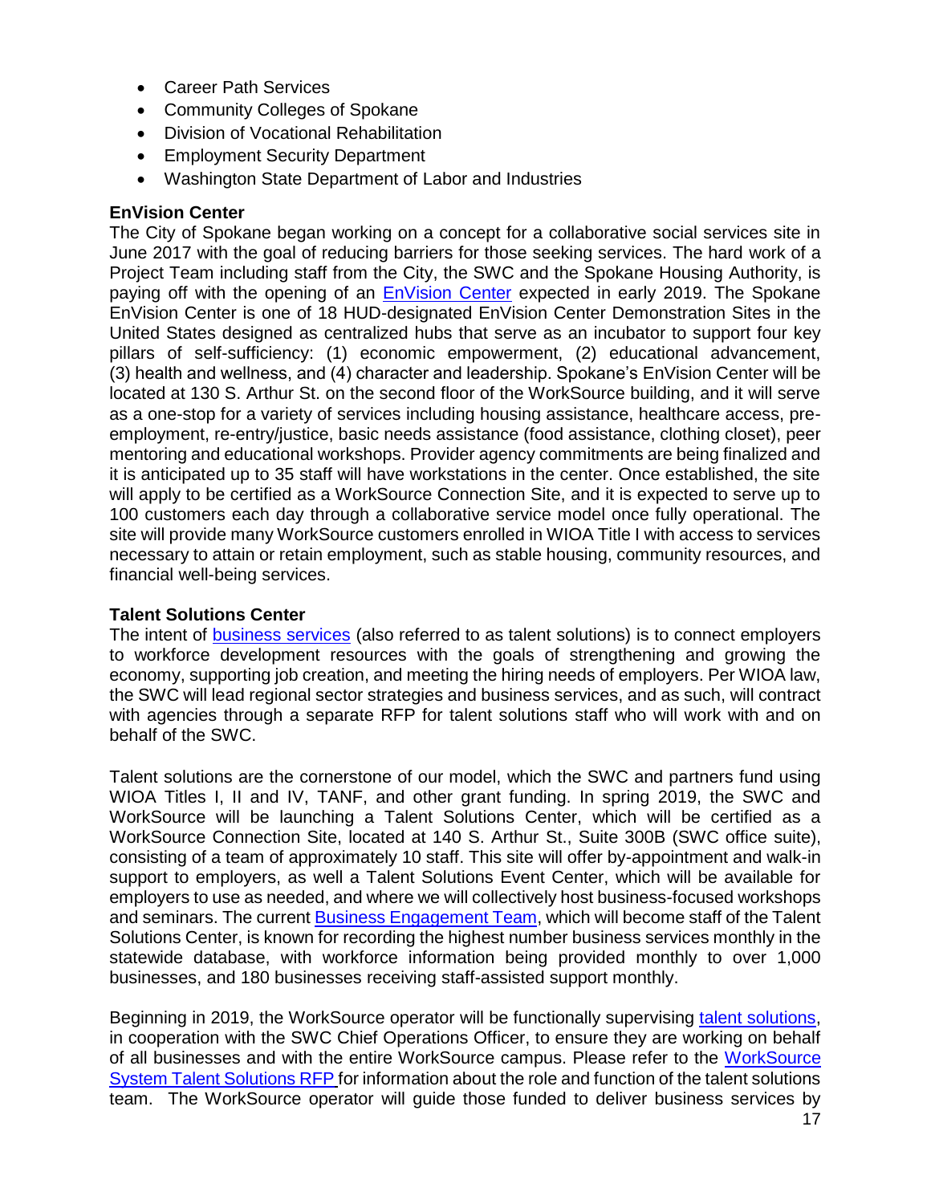- Career Path Services
- Community Colleges of Spokane
- Division of Vocational Rehabilitation
- Employment Security Department
- Washington State Department of Labor and Industries

**EnVision Center**

The City of Spokane began working on a concept for a collaborative social services site in June 2017 with the goal of reducing barriers for those seeking services. The hard work of a Project Team including staff from the City, the SWC and the Spokane Housing Authority, is paying off with the opening of an [EnVision Center](#) expected in early 2019. The Spokane EnVision Center is one of 18 HUD-designated EnVision Center Demonstration Sites in the United States designed as centralized hubs that serve as an incubator to support four key pillars of self-sufficiency: (1) economic empowerment, (2) educational advancement, (3) health and wellness, and (4) character and leadership. Spokane's EnVision Center will be located at 130 S. Arthur St. on the second floor of the WorkSource building, and it will serve as a one-stop for a variety of services including housing assistance, healthcare access, pre-employment, re-entry/justice, basic needs assistance (food assistance, clothing closet), peer mentoring and educational workshops. Provider agency commitments are being finalized and it is anticipated up to 35 staff will have workstations in the center. Once established, the site will apply to be certified as a WorkSource Connection Site, and it is expected to serve up to 100 customers each day through a collaborative service model once fully operational. The site will provide many WorkSource customers enrolled in WIOA Title I with access to services necessary to attain or retain employment, such as stable housing, community resources, and financial well-being services.

**Talent Solutions Center**

The intent of [business services](#) (also referred to as talent solutions) is to connect employers to workforce development resources with the goals of strengthening and growing the economy, supporting job creation, and meeting the hiring needs of employers. Per WIOA law, the SWC will lead regional sector strategies and business services, and as such, will contract with agencies through a separate RFP for talent solutions staff who will work with and on behalf of the SWC.

Talent solutions are the cornerstone of our model, which the SWC and partners fund using WIOA Titles I, II and IV, TANF, and other grant funding. In spring 2019, the SWC and WorkSource will be launching a Talent Solutions Center, which will be certified as a WorkSource Connection Site, located at 140 S. Arthur St., Suite 300B (SWC office suite), consisting of a team of approximately 10 staff. This site will offer by-appointment and walk-in support to employers, as well a Talent Solutions Event Center, which will be available for employers to use as needed, and where we will collectively host business-focused workshops and seminars. The current [Business Engagement Team](#), which will become staff of the Talent Solutions Center, is known for recording the highest number business services monthly in the statewide database, with workforce information being provided monthly to over 1,000 businesses, and 180 businesses receiving staff-assisted support monthly.

Beginning in 2019, the WorkSource operator will be functionally supervising [talent solutions](#), in cooperation with the SWC Chief Operations Officer, to ensure they are working on behalf of all businesses and with the entire WorkSource campus. Please refer to the [WorkSource System Talent Solutions RFP](#) for information about the role and function of the talent solutions team. The WorkSource operator will guide those funded to deliver business services by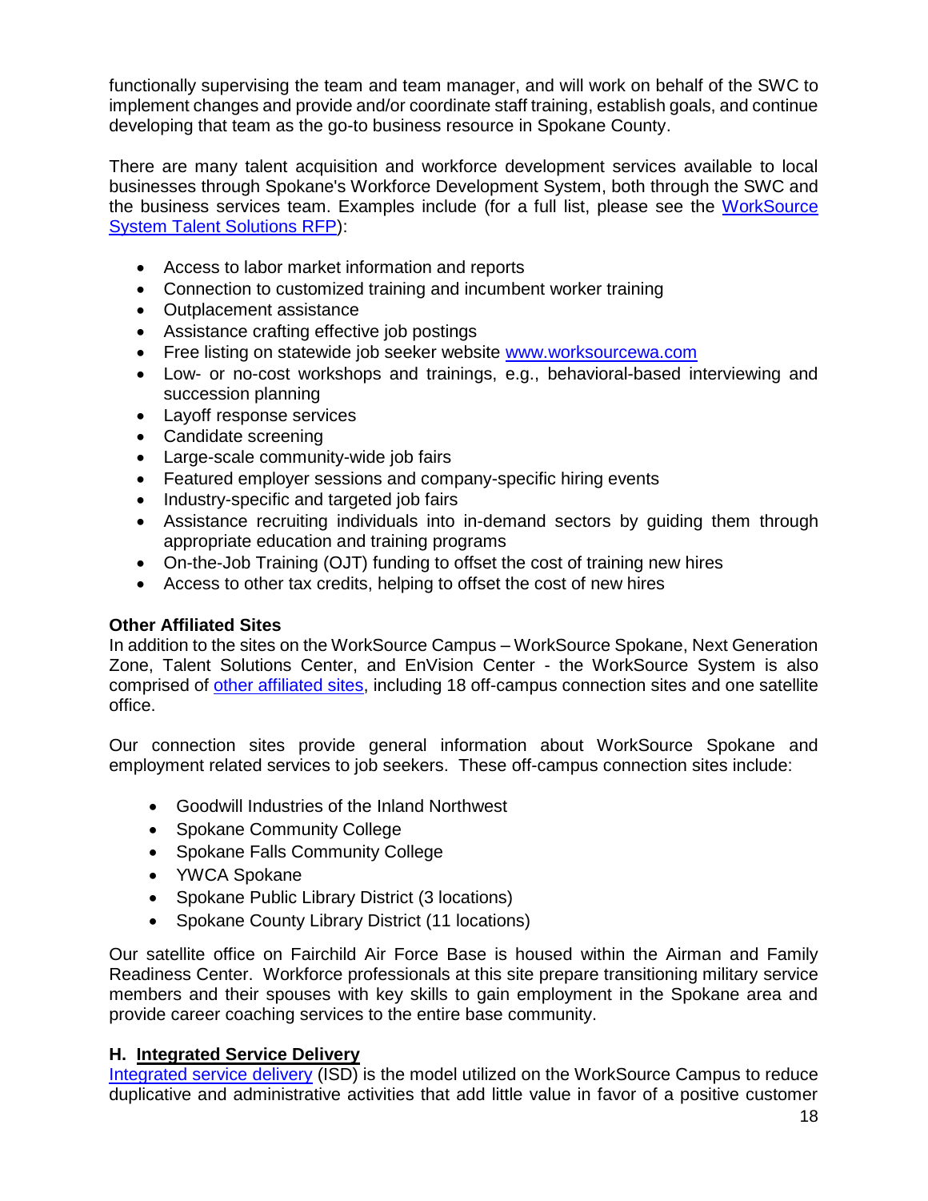functionally supervising the team and team manager, and will work on behalf of the SWC to implement changes and provide and/or coordinate staff training, establish goals, and continue developing that team as the go-to business resource in Spokane County.

There are many talent acquisition and workforce development services available to local businesses through Spokane's Workforce Development System, both through the SWC and the business services team. Examples include (for a full list, please see the [WorkSource System Talent Solutions RFP](#)):

- Access to labor market information and reports
- Connection to customized training and incumbent worker training
- Outplacement assistance
- Assistance crafting effective job postings
- Free listing on statewide job seeker website [www.worksourcewa.com](http://www.worksourcewa.com)
- Low- or no-cost workshops and trainings, e.g., behavioral-based interviewing and succession planning
- Layoff response services
- Candidate screening
- Large-scale community-wide job fairs
- Featured employer sessions and company-specific hiring events
- Industry-specific and targeted job fairs
- Assistance recruiting individuals into in-demand sectors by guiding them through appropriate education and training programs
- On-the-Job Training (OJT) funding to offset the cost of training new hires
- Access to other tax credits, helping to offset the cost of new hires

**Other Affiliated Sites**

In addition to the sites on the WorkSource Campus – WorkSource Spokane, Next Generation Zone, Talent Solutions Center, and EnVision Center - the WorkSource System is also comprised of [other affiliated sites](#), including 18 off-campus connection sites and one satellite office.

Our connection sites provide general information about WorkSource Spokane and employment related services to job seekers. These off-campus connection sites include:

- Goodwill Industries of the Inland Northwest
- Spokane Community College
- Spokane Falls Community College
- YWCA Spokane
- Spokane Public Library District (3 locations)
- Spokane County Library District (11 locations)

Our satellite office on Fairchild Air Force Base is housed within the Airman and Family Readiness Center. Workforce professionals at this site prepare transitioning military service members and their spouses with key skills to gain employment in the Spokane area and provide career coaching services to the entire base community.

## H. Integrated Service Delivery

[Integrated service delivery](#) (ISD) is the model utilized on the WorkSource Campus to reduce duplicative and administrative activities that add little value in favor of a positive customer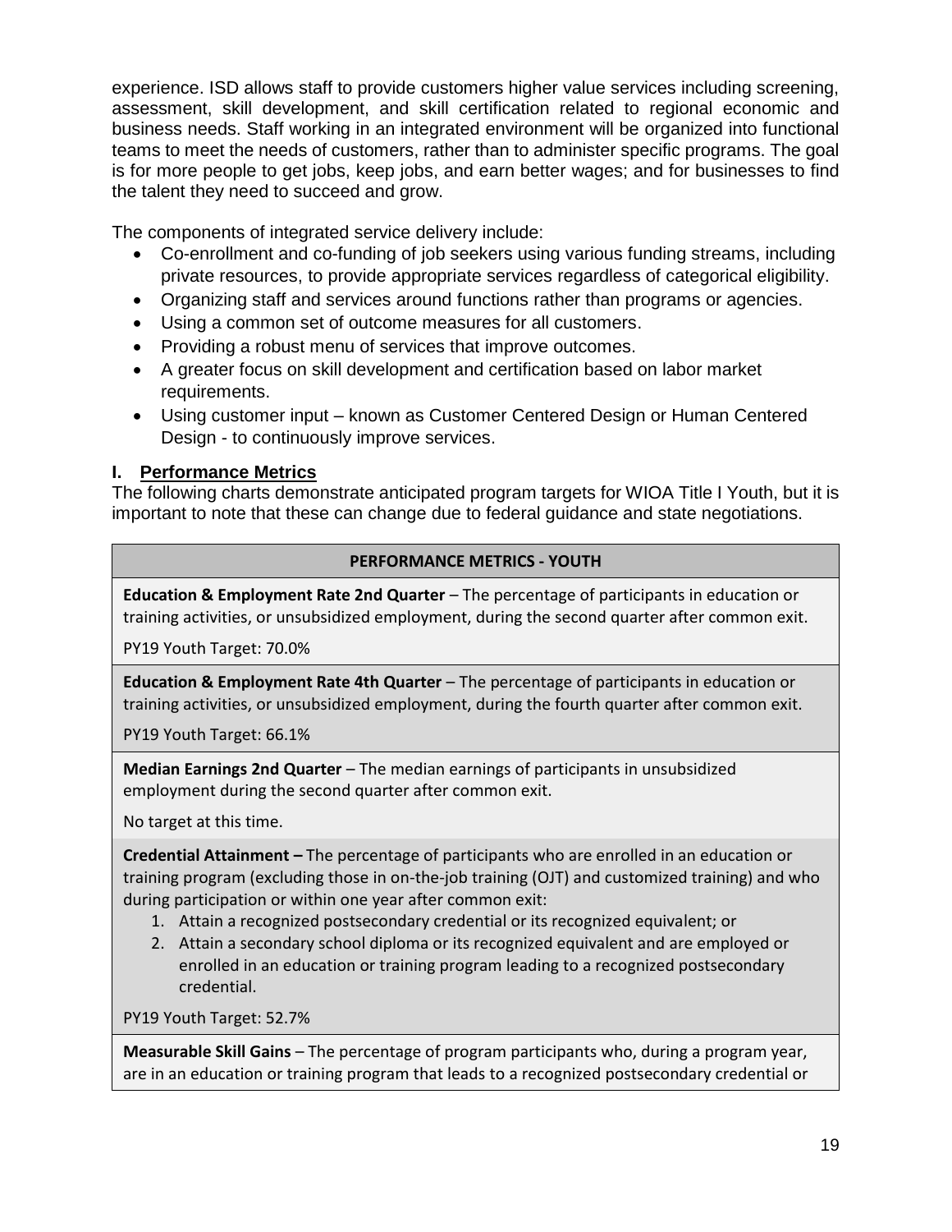experience. ISD allows staff to provide customers higher value services including screening, assessment, skill development, and skill certification related to regional economic and business needs. Staff working in an integrated environment will be organized into functional teams to meet the needs of customers, rather than to administer specific programs. The goal is for more people to get jobs, keep jobs, and earn better wages; and for businesses to find the talent they need to succeed and grow.

The components of integrated service delivery include:

- Co-enrollment and co-funding of job seekers using various funding streams, including private resources, to provide appropriate services regardless of categorical eligibility.
- Organizing staff and services around functions rather than programs or agencies.
- Using a common set of outcome measures for all customers.
- Providing a robust menu of services that improve outcomes.
- A greater focus on skill development and certification based on labor market requirements.
- Using customer input – known as Customer Centered Design or Human Centered Design - to continuously improve services.

## I. Performance Metrics

The following charts demonstrate anticipated program targets for WIOA Title I Youth, but it is important to note that these can change due to federal guidance and state negotiations.

| PERFORMANCE METRICS - YOUTH |
|---|
| **Education & Employment Rate 2nd Quarter** – The percentage of participants in education or training activities, or unsubsidized employment, during the second quarter after common exit.<br><br>PY19 Youth Target: 70.0% |
| **Education & Employment Rate 4th Quarter** – The percentage of participants in education or training activities, or unsubsidized employment, during the fourth quarter after common exit.<br><br>PY19 Youth Target: 66.1% |
| **Median Earnings 2nd Quarter** – The median earnings of participants in unsubsidized employment during the second quarter after common exit.<br><br>No target at this time. |
| **Credential Attainment –** The percentage of participants who are enrolled in an education or training program (excluding those in on-the-job training (OJT) and customized training) and who during participation or within one year after common exit:<br>1. Attain a recognized postsecondary credential or its recognized equivalent; or<br>2. Attain a secondary school diploma or its recognized equivalent and are employed or enrolled in an education or training program leading to a recognized postsecondary credential.<br><br>PY19 Youth Target: 52.7% |
| **Measurable Skill Gains** – The percentage of program participants who, during a program year, are in an education or training program that leads to a recognized postsecondary credential or |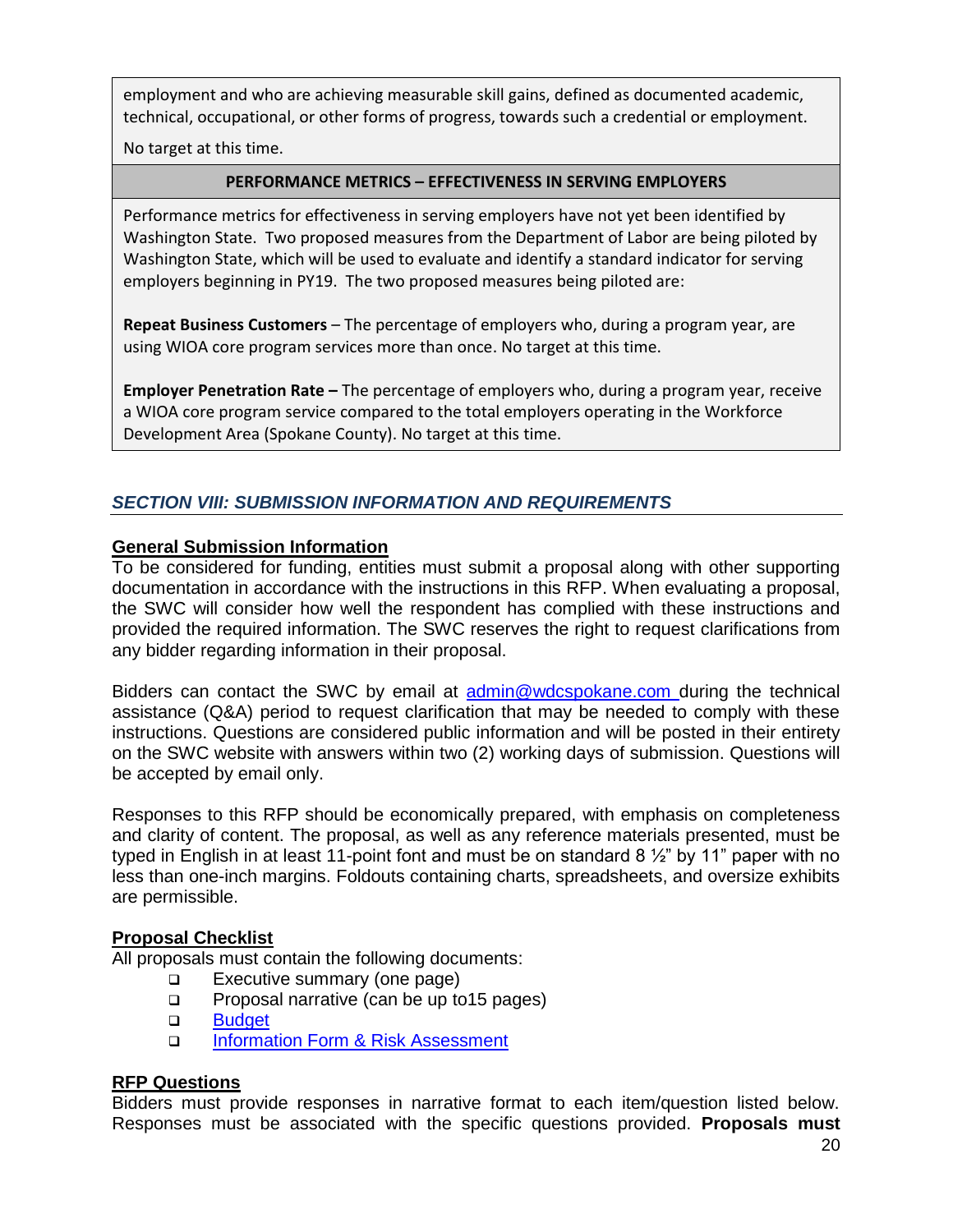employment and who are achieving measurable skill gains, defined as documented academic, technical, occupational, or other forms of progress, towards such a credential or employment.

No target at this time.

| PERFORMANCE METRICS – EFFECTIVENESS IN SERVING EMPLOYERS |
|---|
| Performance metrics for effectiveness in serving employers have not yet been identified by Washington State. Two proposed measures from the Department of Labor are being piloted by Washington State, which will be used to evaluate and identify a standard indicator for serving employers beginning in PY19. The two proposed measures being piloted are: <br><br> **Repeat Business Customers** – The percentage of employers who, during a program year, are using WIOA core program services more than once. No target at this time. <br><br> **Employer Penetration Rate –** The percentage of employers who, during a program year, receive a WIOA core program service compared to the total employers operating in the Workforce Development Area (Spokane County). No target at this time. |

## *SECTION VIII: SUBMISSION INFORMATION AND REQUIREMENTS*

### General Submission Information

To be considered for funding, entities must submit a proposal along with other supporting documentation in accordance with the instructions in this RFP. When evaluating a proposal, the SWC will consider how well the respondent has complied with these instructions and provided the required information. The SWC reserves the right to request clarifications from any bidder regarding information in their proposal.

Bidders can contact the SWC by email at admin@wdcspokane.com during the technical assistance (Q&A) period to request clarification that may be needed to comply with these instructions. Questions are considered public information and will be posted in their entirety on the SWC website with answers within two (2) working days of submission. Questions will be accepted by email only.

Responses to this RFP should be economically prepared, with emphasis on completeness and clarity of content. The proposal, as well as any reference materials presented, must be typed in English in at least 11-point font and must be on standard 8 ½" by 11" paper with no less than one-inch margins. Foldouts containing charts, spreadsheets, and oversize exhibits are permissible.

### Proposal Checklist

All proposals must contain the following documents:

- ❑ Executive summary (one page)
- ❑ Proposal narrative (can be up to15 pages)
- ❑ Budget
- ❑ Information Form & Risk Assessment

### RFP Questions

Bidders must provide responses in narrative format to each item/question listed below. Responses must be associated with the specific questions provided. **Proposals must**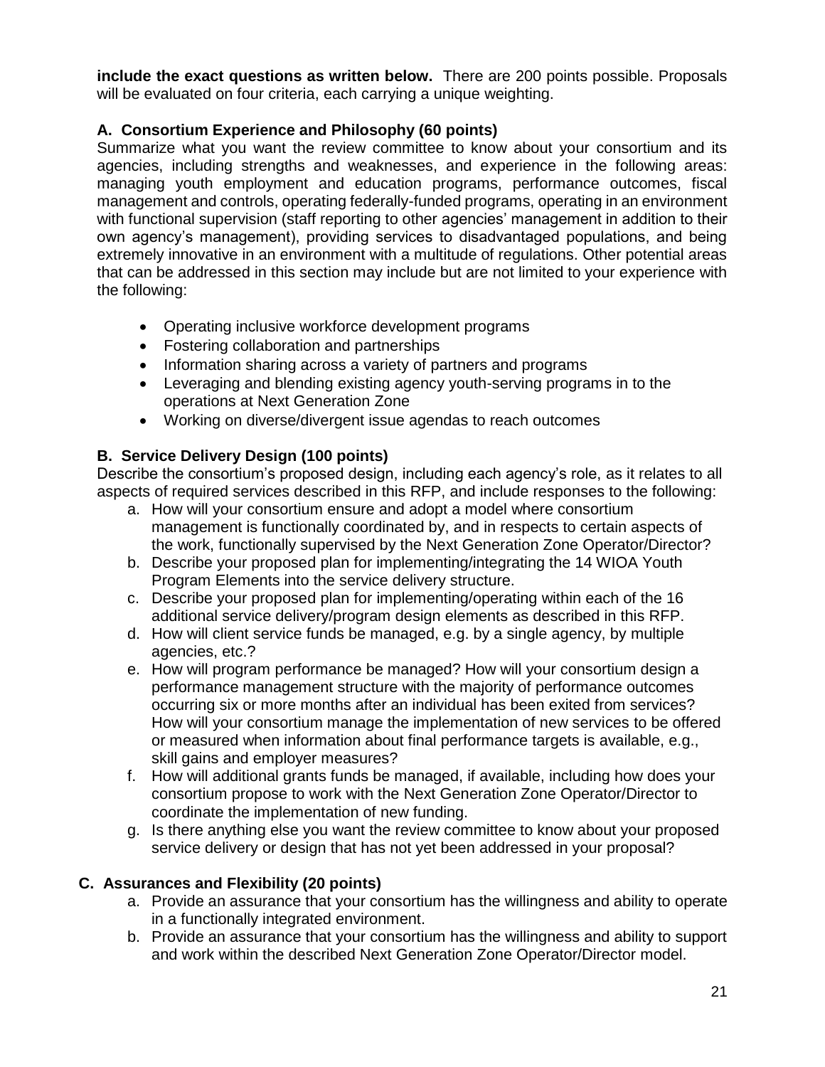**include the exact questions as written below.** There are 200 points possible. Proposals will be evaluated on four criteria, each carrying a unique weighting.

### A. Consortium Experience and Philosophy (60 points)

Summarize what you want the review committee to know about your consortium and its agencies, including strengths and weaknesses, and experience in the following areas: managing youth employment and education programs, performance outcomes, fiscal management and controls, operating federally-funded programs, operating in an environment with functional supervision (staff reporting to other agencies' management in addition to their own agency's management), providing services to disadvantaged populations, and being extremely innovative in an environment with a multitude of regulations. Other potential areas that can be addressed in this section may include but are not limited to your experience with the following:

- Operating inclusive workforce development programs
- Fostering collaboration and partnerships
- Information sharing across a variety of partners and programs
- Leveraging and blending existing agency youth-serving programs in to the operations at Next Generation Zone
- Working on diverse/divergent issue agendas to reach outcomes

### B. Service Delivery Design (100 points)

Describe the consortium's proposed design, including each agency's role, as it relates to all aspects of required services described in this RFP, and include responses to the following:

a. How will your consortium ensure and adopt a model where consortium management is functionally coordinated by, and in respects to certain aspects of the work, functionally supervised by the Next Generation Zone Operator/Director?
b. Describe your proposed plan for implementing/integrating the 14 WIOA Youth Program Elements into the service delivery structure.
c. Describe your proposed plan for implementing/operating within each of the 16 additional service delivery/program design elements as described in this RFP.
d. How will client service funds be managed, e.g. by a single agency, by multiple agencies, etc.?
e. How will program performance be managed? How will your consortium design a performance management structure with the majority of performance outcomes occurring six or more months after an individual has been exited from services? How will your consortium manage the implementation of new services to be offered or measured when information about final performance targets is available, e.g., skill gains and employer measures?
f. How will additional grants funds be managed, if available, including how does your consortium propose to work with the Next Generation Zone Operator/Director to coordinate the implementation of new funding.
g. Is there anything else you want the review committee to know about your proposed service delivery or design that has not yet been addressed in your proposal?

### C. Assurances and Flexibility (20 points)

a. Provide an assurance that your consortium has the willingness and ability to operate in a functionally integrated environment.
b. Provide an assurance that your consortium has the willingness and ability to support and work within the described Next Generation Zone Operator/Director model.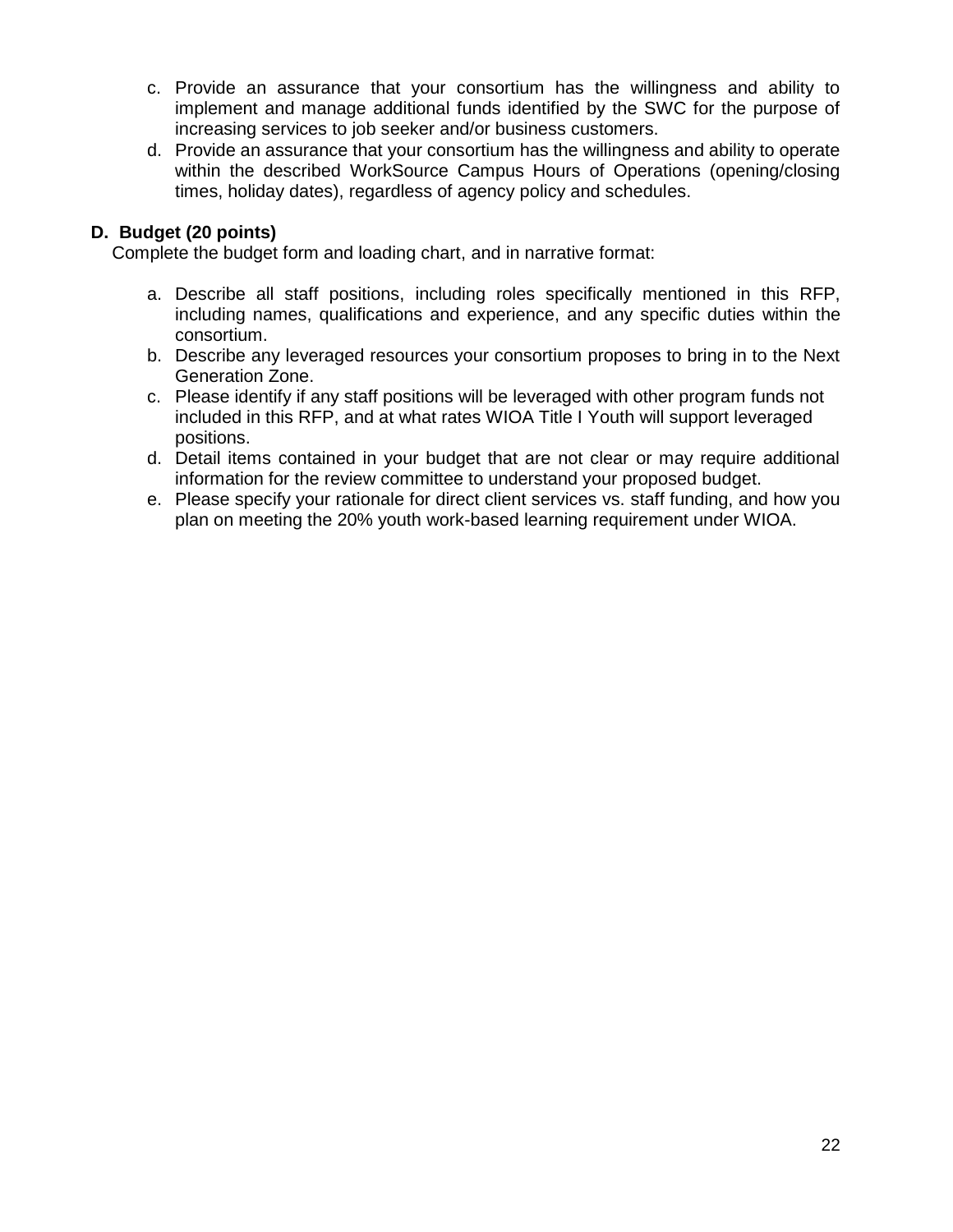c. Provide an assurance that your consortium has the willingness and ability to implement and manage additional funds identified by the SWC for the purpose of increasing services to job seeker and/or business customers.
d. Provide an assurance that your consortium has the willingness and ability to operate within the described WorkSource Campus Hours of Operations (opening/closing times, holiday dates), regardless of agency policy and schedules.

### D. Budget (20 points)

Complete the budget form and loading chart, and in narrative format:

a. Describe all staff positions, including roles specifically mentioned in this RFP, including names, qualifications and experience, and any specific duties within the consortium.
b. Describe any leveraged resources your consortium proposes to bring in to the Next Generation Zone.
c. Please identify if any staff positions will be leveraged with other program funds not included in this RFP, and at what rates WIOA Title I Youth will support leveraged positions.
d. Detail items contained in your budget that are not clear or may require additional information for the review committee to understand your proposed budget.
e. Please specify your rationale for direct client services vs. staff funding, and how you plan on meeting the 20% youth work-based learning requirement under WIOA.